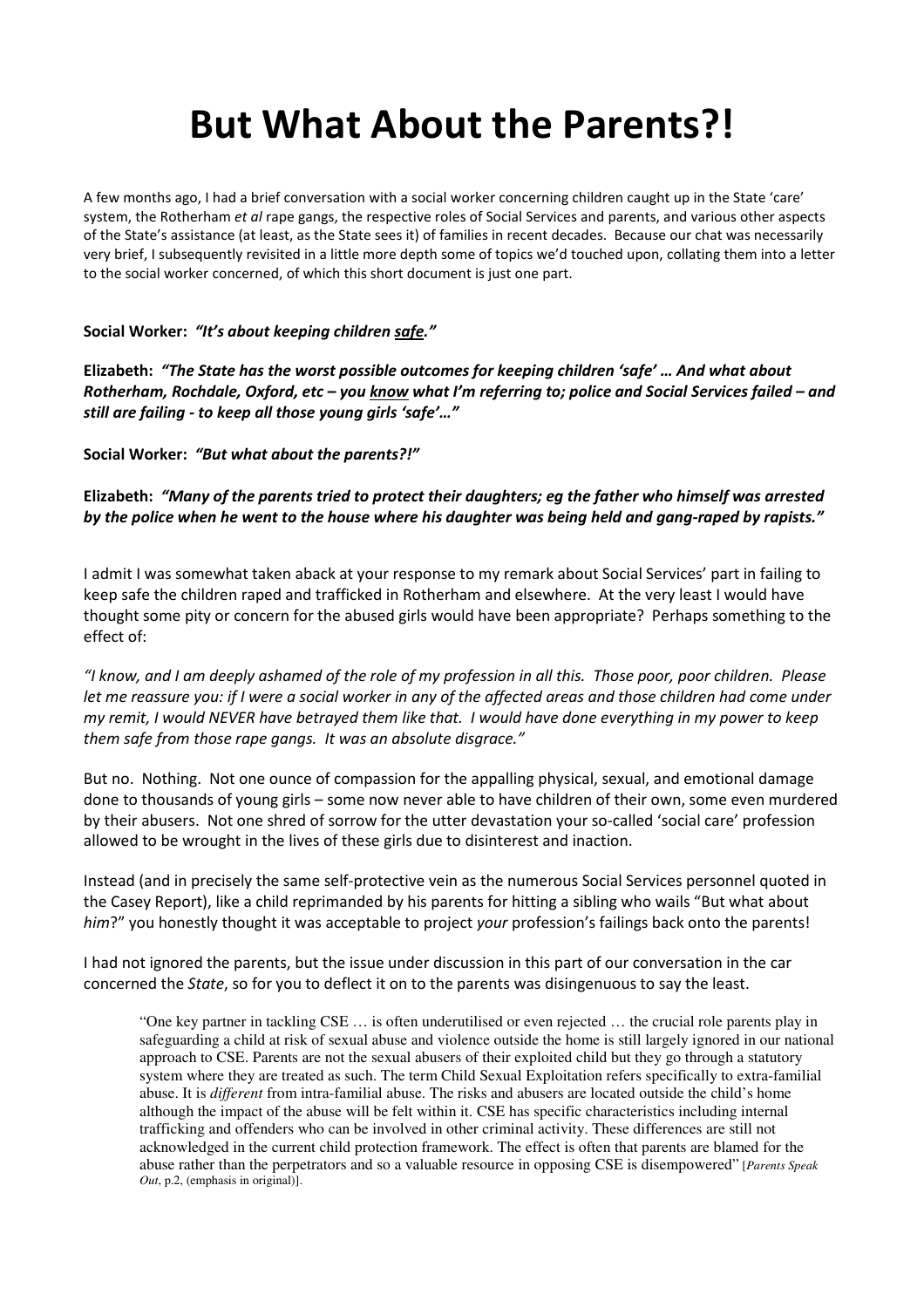# But What About the Parents?!

A few months ago, I had a brief conversation with a social worker concerning children caught up in the State 'care' system, the Rotherham *et al* rape gangs, the respective roles of Social Services and parents, and various other aspects of the State's assistance (at least, as the State sees it) of families in recent decades. Because our chat was necessarily very brief, I subsequently revisited in a little more depth some of topics we'd touched upon, collating them into a letter to the social worker concerned, of which this short document is just one part.

**Social Worker:** ***"It's about keeping children <u>safe</u>."***

**Elizabeth:** ***"The State has the worst possible outcomes for keeping children 'safe' … And what about Rotherham, Rochdale, Oxford, etc – you <u>know</u> what I'm referring to; police and Social Services failed – and still are failing - to keep all those young girls 'safe'…"***

**Social Worker:** ***"But what about the parents?!"***

**Elizabeth:** ***"Many of the parents tried to protect their daughters; eg the father who himself was arrested by the police when he went to the house where his daughter was being held and gang-raped by rapists."***

I admit I was somewhat taken aback at your response to my remark about Social Services' part in failing to keep safe the children raped and trafficked in Rotherham and elsewhere. At the very least I would have thought some pity or concern for the abused girls would have been appropriate? Perhaps something to the effect of:

*"I know, and I am deeply ashamed of the role of my profession in all this. Those poor, poor children. Please let me reassure you: if I were a social worker in any of the affected areas and those children had come under my remit, I would NEVER have betrayed them like that. I would have done everything in my power to keep them safe from those rape gangs. It was an absolute disgrace."*

But no. Nothing. Not one ounce of compassion for the appalling physical, sexual, and emotional damage done to thousands of young girls – some now never able to have children of their own, some even murdered by their abusers. Not one shred of sorrow for the utter devastation your so-called 'social care' profession allowed to be wrought in the lives of these girls due to disinterest and inaction.

Instead (and in precisely the same self-protective vein as the numerous Social Services personnel quoted in the Casey Report), like a child reprimanded by his parents for hitting a sibling who wails "But what about *him*?" you honestly thought it was acceptable to project *your* profession's failings back onto the parents!

I had not ignored the parents, but the issue under discussion in this part of our conversation in the car concerned the *State*, so for you to deflect it on to the parents was disingenuous to say the least.

> "One key partner in tackling CSE … is often underutilised or even rejected … the crucial role parents play in safeguarding a child at risk of sexual abuse and violence outside the home is still largely ignored in our national approach to CSE. Parents are not the sexual abusers of their exploited child but they go through a statutory system where they are treated as such. The term Child Sexual Exploitation refers specifically to extra-familial abuse. It is *different* from intra-familial abuse. The risks and abusers are located outside the child's home although the impact of the abuse will be felt within it. CSE has specific characteristics including internal trafficking and offenders who can be involved in other criminal activity. These differences are still not acknowledged in the current child protection framework. The effect is often that parents are blamed for the abuse rather than the perpetrators and so a valuable resource in opposing CSE is disempowered" [*Parents Speak Out*, p.2, (emphasis in original)].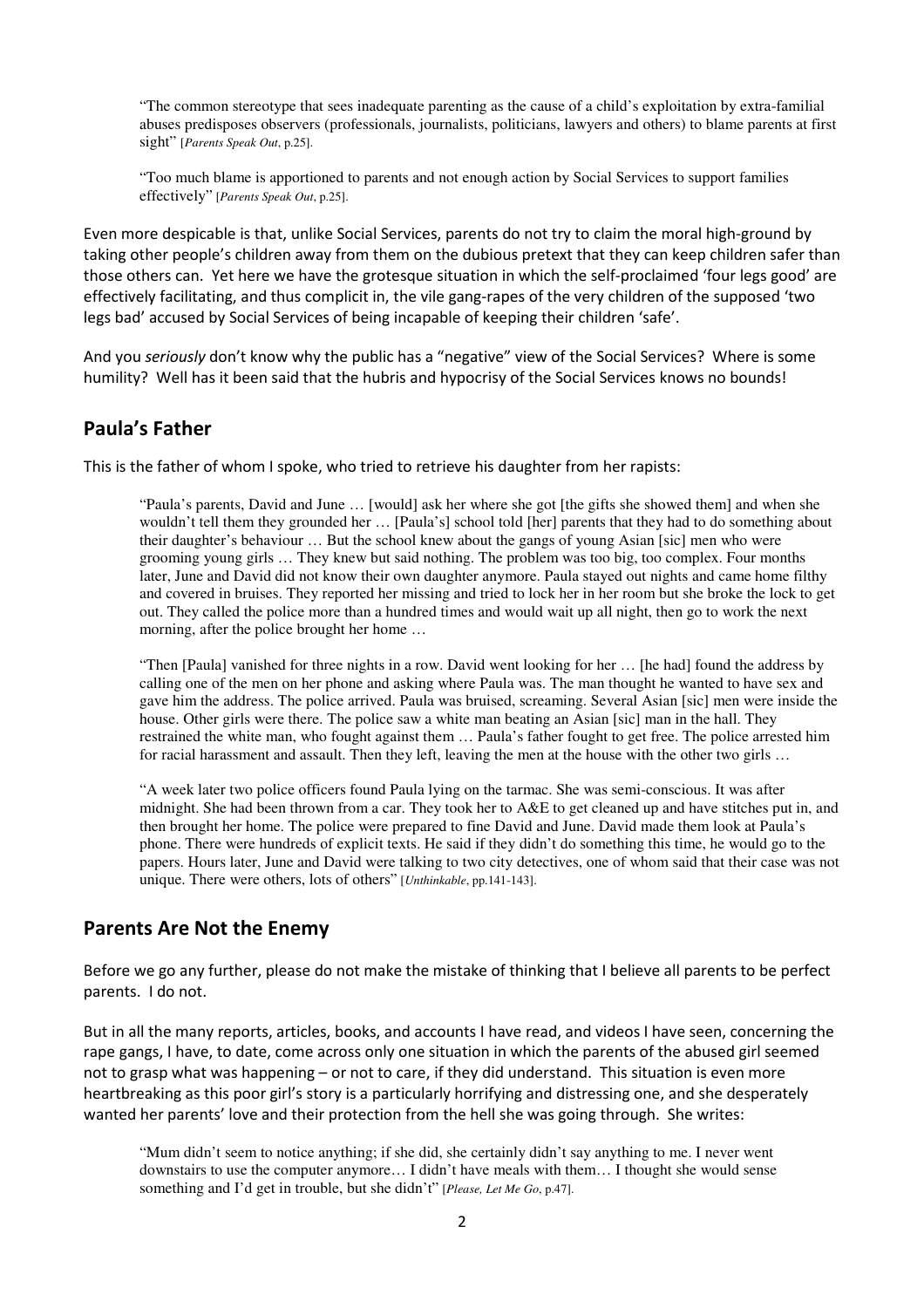> "The common stereotype that sees inadequate parenting as the cause of a child's exploitation by extra-familial abuses predisposes observers (professionals, journalists, politicians, lawyers and others) to blame parents at first sight" [*Parents Speak Out*, p.25].

> "Too much blame is apportioned to parents and not enough action by Social Services to support families effectively" [*Parents Speak Out*, p.25].

Even more despicable is that, unlike Social Services, parents do not try to claim the moral high-ground by taking other people's children away from them on the dubious pretext that they can keep children safer than those others can. Yet here we have the grotesque situation in which the self-proclaimed 'four legs good' are effectively facilitating, and thus complicit in, the vile gang-rapes of the very children of the supposed 'two legs bad' accused by Social Services of being incapable of keeping their children 'safe'.

And you *seriously* don't know why the public has a "negative" view of the Social Services? Where is some humility? Well has it been said that the hubris and hypocrisy of the Social Services knows no bounds!

## Paula's Father

This is the father of whom I spoke, who tried to retrieve his daughter from her rapists:

> "Paula's parents, David and June … [would] ask her where she got [the gifts she showed them] and when she wouldn't tell them they grounded her … [Paula's] school told [her] parents that they had to do something about their daughter's behaviour … But the school knew about the gangs of young Asian [sic] men who were grooming young girls … They knew but said nothing. The problem was too big, too complex. Four months later, June and David did not know their own daughter anymore. Paula stayed out nights and came home filthy and covered in bruises. They reported her missing and tried to lock her in her room but she broke the lock to get out. They called the police more than a hundred times and would wait up all night, then go to work the next morning, after the police brought her home …
>
> "Then [Paula] vanished for three nights in a row. David went looking for her … [he had] found the address by calling one of the men on her phone and asking where Paula was. The man thought he wanted to have sex and gave him the address. The police arrived. Paula was bruised, screaming. Several Asian [sic] men were inside the house. Other girls were there. The police saw a white man beating an Asian [sic] man in the hall. They restrained the white man, who fought against them … Paula's father fought to get free. The police arrested him for racial harassment and assault. Then they left, leaving the men at the house with the other two girls …
>
> "A week later two police officers found Paula lying on the tarmac. She was semi-conscious. It was after midnight. She had been thrown from a car. They took her to A&E to get cleaned up and have stitches put in, and then brought her home. The police were prepared to fine David and June. David made them look at Paula's phone. There were hundreds of explicit texts. He said if they didn't do something this time, he would go to the papers. Hours later, June and David were talking to two city detectives, one of whom said that their case was not unique. There were others, lots of others" [*Unthinkable*, pp.141-143].

## Parents Are Not the Enemy

Before we go any further, please do not make the mistake of thinking that I believe all parents to be perfect parents. I do not.

But in all the many reports, articles, books, and accounts I have read, and videos I have seen, concerning the rape gangs, I have, to date, come across only one situation in which the parents of the abused girl seemed not to grasp what was happening – or not to care, if they did understand. This situation is even more heartbreaking as this poor girl's story is a particularly horrifying and distressing one, and she desperately wanted her parents' love and their protection from the hell she was going through. She writes:

> "Mum didn't seem to notice anything; if she did, she certainly didn't say anything to me. I never went downstairs to use the computer anymore… I didn't have meals with them… I thought she would sense something and I'd get in trouble, but she didn't" [*Please, Let Me Go*, p.47].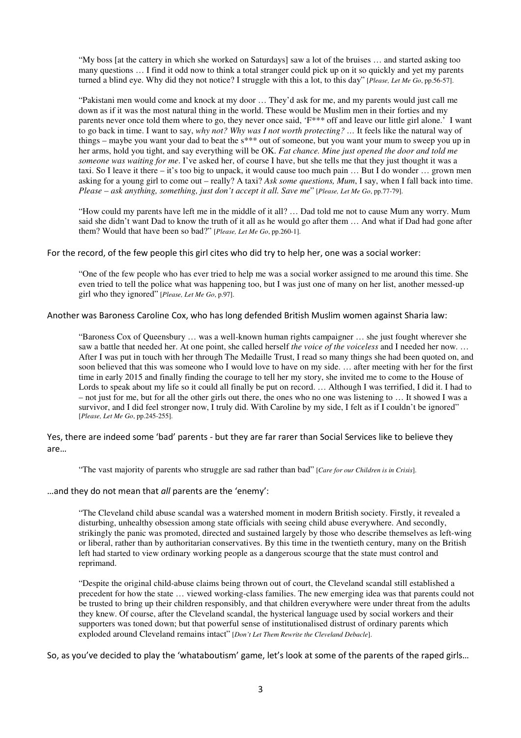> "My boss [at the cattery in which she worked on Saturdays] saw a lot of the bruises … and started asking too many questions … I find it odd now to think a total stranger could pick up on it so quickly and yet my parents turned a blind eye. Why did they not notice? I struggle with this a lot, to this day" [*Please, Let Me Go*, pp.56-57].

> "Pakistani men would come and knock at my door … They'd ask for me, and my parents would just call me down as if it was the most natural thing in the world. These would be Muslim men in their forties and my parents never once told them where to go, they never once said, 'F*** off and leave our little girl alone.' I want to go back in time. I want to say, *why not? Why was I not worth protecting?* … It feels like the natural way of things – maybe you want your dad to beat the s*** out of someone, but you want your mum to sweep you up in her arms, hold you tight, and say everything will be OK. *Fat chance. Mine just opened the door and told me someone was waiting for me*. I've asked her, of course I have, but she tells me that they just thought it was a taxi. So I leave it there – it's too big to unpack, it would cause too much pain … But I do wonder … grown men asking for a young girl to come out – really? A taxi? *Ask some questions, Mum*, I say, when I fall back into time. *Please – ask anything, something, just don't accept it all. Save me*" [*Please, Let Me Go*, pp.77-79].

> "How could my parents have left me in the middle of it all? … Dad told me not to cause Mum any worry. Mum said she didn't want Dad to know the truth of it all as he would go after them … And what if Dad had gone after them? Would that have been so bad?" [*Please, Let Me Go*, pp.260-1].

For the record, of the few people this girl cites who did try to help her, one was a social worker:

> "One of the few people who has ever tried to help me was a social worker assigned to me around this time. She even tried to tell the police what was happening too, but I was just one of many on her list, another messed-up girl who they ignored" [*Please, Let Me Go*, p.97].

Another was Baroness Caroline Cox, who has long defended British Muslim women against Sharia law:

> "Baroness Cox of Queensbury … was a well-known human rights campaigner … she just fought wherever she saw a battle that needed her. At one point, she called herself *the voice of the voiceless* and I needed her now. … After I was put in touch with her through The Medaille Trust, I read so many things she had been quoted on, and soon believed that this was someone who I would love to have on my side. … after meeting with her for the first time in early 2015 and finally finding the courage to tell her my story, she invited me to come to the House of Lords to speak about my life so it could all finally be put on record. … Although I was terrified, I did it. I had to – not just for me, but for all the other girls out there, the ones who no one was listening to … It showed I was a survivor, and I did feel stronger now, I truly did. With Caroline by my side, I felt as if I couldn't be ignored" [*Please, Let Me Go*, pp.245-255].

Yes, there are indeed some 'bad' parents - but they are far rarer than Social Services like to believe they are…

> "The vast majority of parents who struggle are sad rather than bad" [*Care for our Children is in Crisis*].

…and they do not mean that *all* parents are the 'enemy':

> "The Cleveland child abuse scandal was a watershed moment in modern British society. Firstly, it revealed a disturbing, unhealthy obsession among state officials with seeing child abuse everywhere. And secondly, strikingly the panic was promoted, directed and sustained largely by those who describe themselves as left-wing or liberal, rather than by authoritarian conservatives. By this time in the twentieth century, many on the British left had started to view ordinary working people as a dangerous scourge that the state must control and reprimand.
>
> "Despite the original child-abuse claims being thrown out of court, the Cleveland scandal still established a precedent for how the state … viewed working-class families. The new emerging idea was that parents could not be trusted to bring up their children responsibly, and that children everywhere were under threat from the adults they knew. Of course, after the Cleveland scandal, the hysterical language used by social workers and their supporters was toned down; but that powerful sense of institutionalised distrust of ordinary parents which exploded around Cleveland remains intact" [*Don't Let Them Rewrite the Cleveland Debacle*].

So, as you've decided to play the 'whataboutism' game, let's look at some of the parents of the raped girls…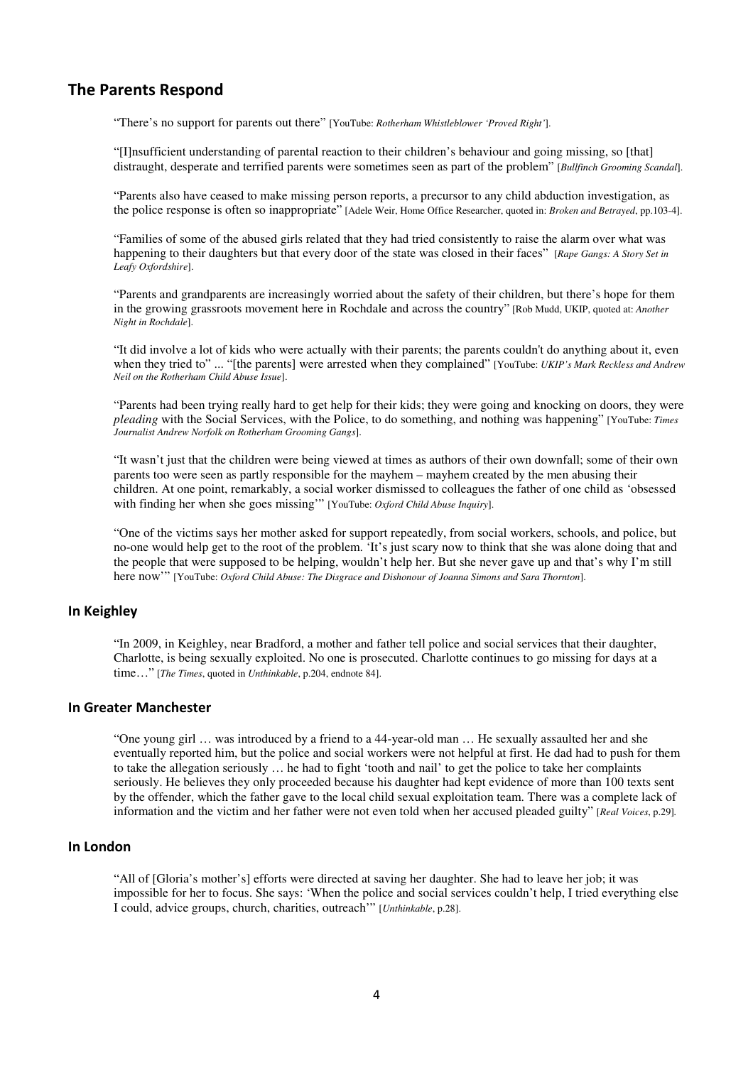## The Parents Respond

"There's no support for parents out there" [YouTube: *Rotherham Whistleblower 'Proved Right'*].

"[I]nsufficient understanding of parental reaction to their children's behaviour and going missing, so [that] distraught, desperate and terrified parents were sometimes seen as part of the problem" [*Bullfinch Grooming Scandal*].

"Parents also have ceased to make missing person reports, a precursor to any child abduction investigation, as the police response is often so inappropriate" [Adele Weir, Home Office Researcher, quoted in: *Broken and Betrayed*, pp.103-4].

"Families of some of the abused girls related that they had tried consistently to raise the alarm over what was happening to their daughters but that every door of the state was closed in their faces" [*Rape Gangs: A Story Set in Leafy Oxfordshire*].

"Parents and grandparents are increasingly worried about the safety of their children, but there's hope for them in the growing grassroots movement here in Rochdale and across the country" [Rob Mudd, UKIP, quoted at: *Another Night in Rochdale*].

"It did involve a lot of kids who were actually with their parents; the parents couldn't do anything about it, even when they tried to" ... "[the parents] were arrested when they complained" [YouTube: *UKIP's Mark Reckless and Andrew Neil on the Rotherham Child Abuse Issue*].

"Parents had been trying really hard to get help for their kids; they were going and knocking on doors, they were *pleading* with the Social Services, with the Police, to do something, and nothing was happening" [YouTube: *Times Journalist Andrew Norfolk on Rotherham Grooming Gangs*].

"It wasn't just that the children were being viewed at times as authors of their own downfall; some of their own parents too were seen as partly responsible for the mayhem – mayhem created by the men abusing their children. At one point, remarkably, a social worker dismissed to colleagues the father of one child as 'obsessed with finding her when she goes missing'" [YouTube: *Oxford Child Abuse Inquiry*].

"One of the victims says her mother asked for support repeatedly, from social workers, schools, and police, but no-one would help get to the root of the problem. 'It's just scary now to think that she was alone doing that and the people that were supposed to be helping, wouldn't help her. But she never gave up and that's why I'm still here now'" [YouTube: *Oxford Child Abuse: The Disgrace and Dishonour of Joanna Simons and Sara Thornton*].

### In Keighley

"In 2009, in Keighley, near Bradford, a mother and father tell police and social services that their daughter, Charlotte, is being sexually exploited. No one is prosecuted. Charlotte continues to go missing for days at a time…" [*The Times*, quoted in *Unthinkable*, p.204, endnote 84].

### In Greater Manchester

"One young girl … was introduced by a friend to a 44-year-old man … He sexually assaulted her and she eventually reported him, but the police and social workers were not helpful at first. He dad had to push for them to take the allegation seriously … he had to fight 'tooth and nail' to get the police to take her complaints seriously. He believes they only proceeded because his daughter had kept evidence of more than 100 texts sent by the offender, which the father gave to the local child sexual exploitation team. There was a complete lack of information and the victim and her father were not even told when her accused pleaded guilty" [*Real Voices*, p.29].

### In London

"All of [Gloria's mother's] efforts were directed at saving her daughter. She had to leave her job; it was impossible for her to focus. She says: 'When the police and social services couldn't help, I tried everything else I could, advice groups, church, charities, outreach'" [*Unthinkable*, p.28].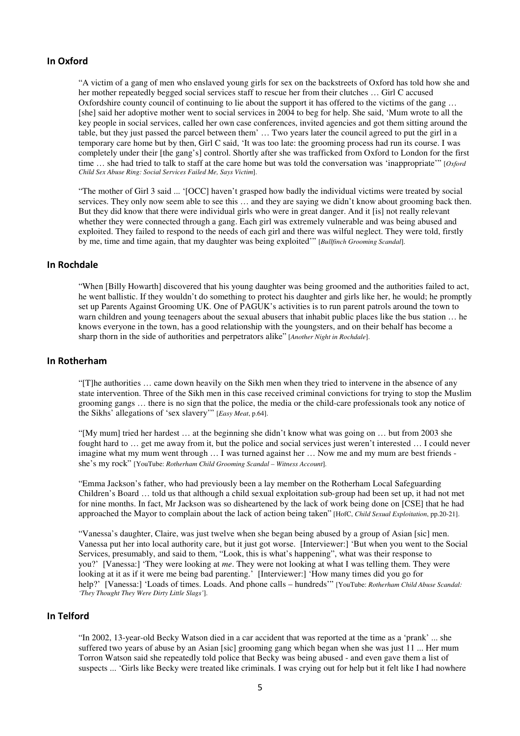## In Oxford

"A victim of a gang of men who enslaved young girls for sex on the backstreets of Oxford has told how she and her mother repeatedly begged social services staff to rescue her from their clutches … Girl C accused Oxfordshire county council of continuing to lie about the support it has offered to the victims of the gang … [she] said her adoptive mother went to social services in 2004 to beg for help. She said, 'Mum wrote to all the key people in social services, called her own case conferences, invited agencies and got them sitting around the table, but they just passed the parcel between them' … Two years later the council agreed to put the girl in a temporary care home but by then, Girl C said, 'It was too late: the grooming process had run its course. I was completely under their [the gang's] control. Shortly after she was trafficked from Oxford to London for the first time … she had tried to talk to staff at the care home but was told the conversation was 'inappropriate'" [*Oxford Child Sex Abuse Ring: Social Services Failed Me, Says Victim*].

"The mother of Girl 3 said ... '[OCC] haven't grasped how badly the individual victims were treated by social services. They only now seem able to see this … and they are saying we didn't know about grooming back then. But they did know that there were individual girls who were in great danger. And it [is] not really relevant whether they were connected through a gang. Each girl was extremely vulnerable and was being abused and exploited. They failed to respond to the needs of each girl and there was wilful neglect. They were told, firstly by me, time and time again, that my daughter was being exploited'" [*Bullfinch Grooming Scandal*].

## In Rochdale

"When [Billy Howarth] discovered that his young daughter was being groomed and the authorities failed to act, he went ballistic. If they wouldn't do something to protect his daughter and girls like her, he would; he promptly set up Parents Against Grooming UK. One of PAGUK's activities is to run parent patrols around the town to warn children and young teenagers about the sexual abusers that inhabit public places like the bus station … he knows everyone in the town, has a good relationship with the youngsters, and on their behalf has become a sharp thorn in the side of authorities and perpetrators alike" [*Another Night in Rochdale*].

## In Rotherham

"[T]he authorities … came down heavily on the Sikh men when they tried to intervene in the absence of any state intervention. Three of the Sikh men in this case received criminal convictions for trying to stop the Muslim grooming gangs … there is no sign that the police, the media or the child-care professionals took any notice of the Sikhs' allegations of 'sex slavery'" [*Easy Meat*, p.64].

"[My mum] tried her hardest … at the beginning she didn't know what was going on … but from 2003 she fought hard to … get me away from it, but the police and social services just weren't interested … I could never imagine what my mum went through … I was turned against her … Now me and my mum are best friends - she's my rock" [YouTube: *Rotherham Child Grooming Scandal – Witness Account*].

"Emma Jackson's father, who had previously been a lay member on the Rotherham Local Safeguarding Children's Board … told us that although a child sexual exploitation sub-group had been set up, it had not met for nine months. In fact, Mr Jackson was so disheartened by the lack of work being done on [CSE] that he had approached the Mayor to complain about the lack of action being taken" [HofC, *Child Sexual Exploitation*, pp.20-21].

"Vanessa's daughter, Claire, was just twelve when she began being abused by a group of Asian [sic] men. Vanessa put her into local authority care, but it just got worse. [Interviewer:] 'But when you went to the Social Services, presumably, and said to them, "Look, this is what's happening", what was their response to you?' [Vanessa:] 'They were looking at *me*. They were not looking at what I was telling them. They were looking at it as if it were me being bad parenting.' [Interviewer:] 'How many times did you go for help?' [Vanessa:] 'Loads of times. Loads. And phone calls – hundreds'" [YouTube: *Rotherham Child Abuse Scandal: 'They Thought They Were Dirty Little Slags'*].

## In Telford

"In 2002, 13-year-old Becky Watson died in a car accident that was reported at the time as a 'prank' ... she suffered two years of abuse by an Asian [sic] grooming gang which began when she was just 11 ... Her mum Torron Watson said she repeatedly told police that Becky was being abused - and even gave them a list of suspects ... 'Girls like Becky were treated like criminals. I was crying out for help but it felt like I had nowhere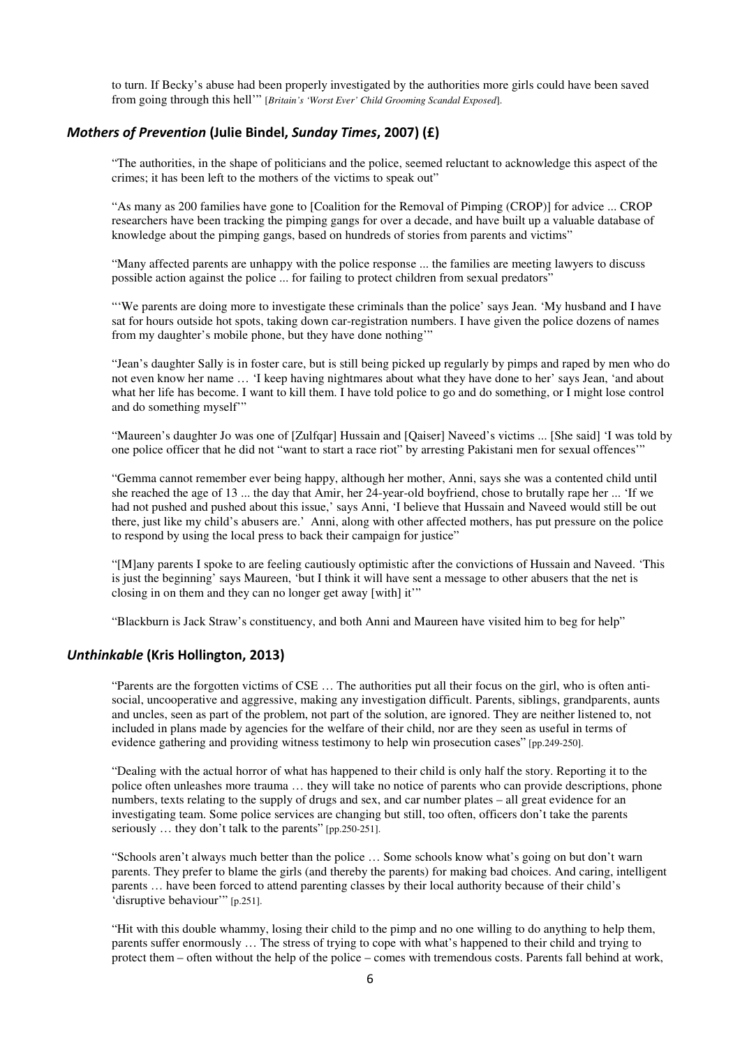to turn. If Becky's abuse had been properly investigated by the authorities more girls could have been saved from going through this hell'" [*Britain's 'Worst Ever' Child Grooming Scandal Exposed*].

### *Mothers of Prevention* (Julie Bindel, *Sunday Times*, 2007) (£)

"The authorities, in the shape of politicians and the police, seemed reluctant to acknowledge this aspect of the crimes; it has been left to the mothers of the victims to speak out"

"As many as 200 families have gone to [Coalition for the Removal of Pimping (CROP)] for advice ... CROP researchers have been tracking the pimping gangs for over a decade, and have built up a valuable database of knowledge about the pimping gangs, based on hundreds of stories from parents and victims"

"Many affected parents are unhappy with the police response ... the families are meeting lawyers to discuss possible action against the police ... for failing to protect children from sexual predators"

"'We parents are doing more to investigate these criminals than the police' says Jean. 'My husband and I have sat for hours outside hot spots, taking down car-registration numbers. I have given the police dozens of names from my daughter's mobile phone, but they have done nothing'"

"Jean's daughter Sally is in foster care, but is still being picked up regularly by pimps and raped by men who do not even know her name … 'I keep having nightmares about what they have done to her' says Jean, 'and about what her life has become. I want to kill them. I have told police to go and do something, or I might lose control and do something myself'"

"Maureen's daughter Jo was one of [Zulfqar] Hussain and [Qaiser] Naveed's victims ... [She said] 'I was told by one police officer that he did not "want to start a race riot" by arresting Pakistani men for sexual offences'"

"Gemma cannot remember ever being happy, although her mother, Anni, says she was a contented child until she reached the age of 13 ... the day that Amir, her 24-year-old boyfriend, chose to brutally rape her ... 'If we had not pushed and pushed about this issue,' says Anni, 'I believe that Hussain and Naveed would still be out there, just like my child's abusers are.' Anni, along with other affected mothers, has put pressure on the police to respond by using the local press to back their campaign for justice"

"[M]any parents I spoke to are feeling cautiously optimistic after the convictions of Hussain and Naveed. 'This is just the beginning' says Maureen, 'but I think it will have sent a message to other abusers that the net is closing in on them and they can no longer get away [with] it'"

"Blackburn is Jack Straw's constituency, and both Anni and Maureen have visited him to beg for help"

### *Unthinkable* (Kris Hollington, 2013)

"Parents are the forgotten victims of CSE … The authorities put all their focus on the girl, who is often anti-social, uncooperative and aggressive, making any investigation difficult. Parents, siblings, grandparents, aunts and uncles, seen as part of the problem, not part of the solution, are ignored. They are neither listened to, not included in plans made by agencies for the welfare of their child, nor are they seen as useful in terms of evidence gathering and providing witness testimony to help win prosecution cases" [pp.249-250].

"Dealing with the actual horror of what has happened to their child is only half the story. Reporting it to the police often unleashes more trauma … they will take no notice of parents who can provide descriptions, phone numbers, texts relating to the supply of drugs and sex, and car number plates – all great evidence for an investigating team. Some police services are changing but still, too often, officers don't take the parents seriously … they don't talk to the parents" [pp.250-251].

"Schools aren't always much better than the police … Some schools know what's going on but don't warn parents. They prefer to blame the girls (and thereby the parents) for making bad choices. And caring, intelligent parents … have been forced to attend parenting classes by their local authority because of their child's 'disruptive behaviour'" [p.251].

"Hit with this double whammy, losing their child to the pimp and no one willing to do anything to help them, parents suffer enormously … The stress of trying to cope with what's happened to their child and trying to protect them – often without the help of the police – comes with tremendous costs. Parents fall behind at work,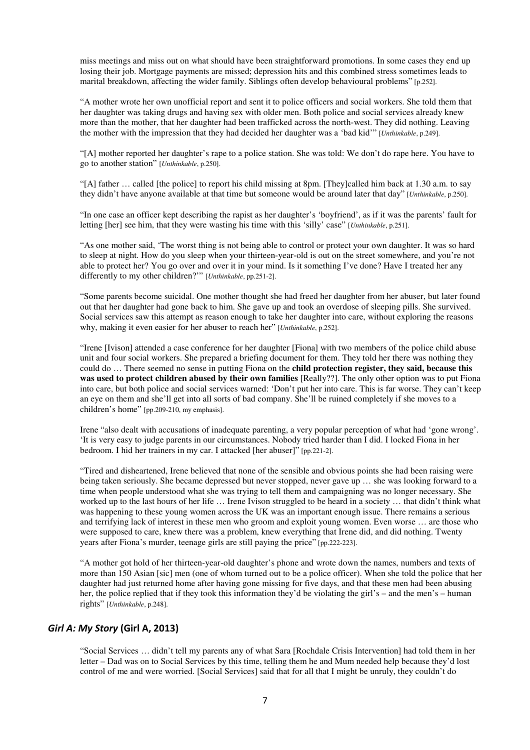miss meetings and miss out on what should have been straightforward promotions. In some cases they end up losing their job. Mortgage payments are missed; depression hits and this combined stress sometimes leads to marital breakdown, affecting the wider family. Siblings often develop behavioural problems" [p.252].

"A mother wrote her own unofficial report and sent it to police officers and social workers. She told them that her daughter was taking drugs and having sex with older men. Both police and social services already knew more than the mother, that her daughter had been trafficked across the north-west. They did nothing. Leaving the mother with the impression that they had decided her daughter was a 'bad kid'" [*Unthinkable*, p.249].

"[A] mother reported her daughter's rape to a police station. She was told: We don't do rape here. You have to go to another station" [*Unthinkable*, p.250].

"[A] father … called [the police] to report his child missing at 8pm. [They]called him back at 1.30 a.m. to say they didn't have anyone available at that time but someone would be around later that day" [*Unthinkable*, p.250].

"In one case an officer kept describing the rapist as her daughter's 'boyfriend', as if it was the parents' fault for letting [her] see him, that they were wasting his time with this 'silly' case" [*Unthinkable*, p.251].

"As one mother said, 'The worst thing is not being able to control or protect your own daughter. It was so hard to sleep at night. How do you sleep when your thirteen-year-old is out on the street somewhere, and you're not able to protect her? You go over and over it in your mind. Is it something I've done? Have I treated her any differently to my other children?'" [*Unthinkable*, pp.251-2].

"Some parents become suicidal. One mother thought she had freed her daughter from her abuser, but later found out that her daughter had gone back to him. She gave up and took an overdose of sleeping pills. She survived. Social services saw this attempt as reason enough to take her daughter into care, without exploring the reasons why, making it even easier for her abuser to reach her" [*Unthinkable*, p.252].

"Irene [Ivison] attended a case conference for her daughter [Fiona] with two members of the police child abuse unit and four social workers. She prepared a briefing document for them. They told her there was nothing they could do … There seemed no sense in putting Fiona on the **child protection register, they said, because this was used to protect children abused by their own families** [Really??]. The only other option was to put Fiona into care, but both police and social services warned: 'Don't put her into care. This is far worse. They can't keep an eye on them and she'll get into all sorts of bad company. She'll be ruined completely if she moves to a children's home" [pp.209-210, my emphasis].

Irene "also dealt with accusations of inadequate parenting, a very popular perception of what had 'gone wrong'. 'It is very easy to judge parents in our circumstances. Nobody tried harder than I did. I locked Fiona in her bedroom. I hid her trainers in my car. I attacked [her abuser]" [pp.221-2].

"Tired and disheartened, Irene believed that none of the sensible and obvious points she had been raising were being taken seriously. She became depressed but never stopped, never gave up … she was looking forward to a time when people understood what she was trying to tell them and campaigning was no longer necessary. She worked up to the last hours of her life … Irene Ivison struggled to be heard in a society … that didn't think what was happening to these young women across the UK was an important enough issue. There remains a serious and terrifying lack of interest in these men who groom and exploit young women. Even worse … are those who were supposed to care, knew there was a problem, knew everything that Irene did, and did nothing. Twenty years after Fiona's murder, teenage girls are still paying the price" [pp.222-223].

"A mother got hold of her thirteen-year-old daughter's phone and wrote down the names, numbers and texts of more than 150 Asian [sic] men (one of whom turned out to be a police officer). When she told the police that her daughter had just returned home after having gone missing for five days, and that these men had been abusing her, the police replied that if they took this information they'd be violating the girl's – and the men's – human rights" [*Unthinkable*, p.248].

## *Girl A: My Story* (Girl A, 2013)

"Social Services … didn't tell my parents any of what Sara [Rochdale Crisis Intervention] had told them in her letter – Dad was on to Social Services by this time, telling them he and Mum needed help because they'd lost control of me and were worried. [Social Services] said that for all that I might be unruly, they couldn't do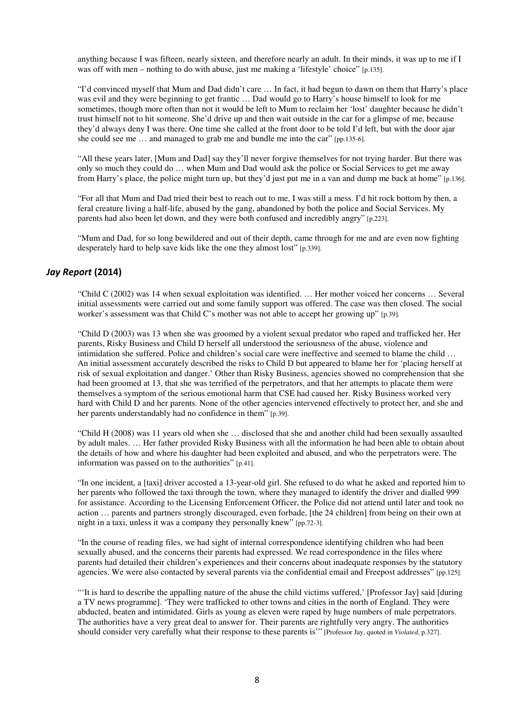anything because I was fifteen, nearly sixteen, and therefore nearly an adult. In their minds, it was up to me if I was off with men – nothing to do with abuse, just me making a 'lifestyle' choice" [p.135].

"I'd convinced myself that Mum and Dad didn't care … In fact, it had begun to dawn on them that Harry's place was evil and they were beginning to get frantic … Dad would go to Harry's house himself to look for me sometimes, though more often than not it would be left to Mum to reclaim her 'lost' daughter because he didn't trust himself not to hit someone. She'd drive up and then wait outside in the car for a glimpse of me, because they'd always deny I was there. One time she called at the front door to be told I'd left, but with the door ajar she could see me … and managed to grab me and bundle me into the car" [pp.135-6].

"All these years later, [Mum and Dad] say they'll never forgive themselves for not trying harder. But there was only so much they could do … when Mum and Dad would ask the police or Social Services to get me away from Harry's place, the police might turn up, but they'd just put me in a van and dump me back at home" [p.136].

"For all that Mum and Dad tried their best to reach out to me, I was still a mess. I'd hit rock bottom by then, a feral creature living a half-life, abused by the gang, abandoned by both the police and Social Services. My parents had also been let down, and they were both confused and incredibly angry" [p.223].

"Mum and Dad, for so long bewildered and out of their depth, came through for me and are even now fighting desperately hard to help save kids like the one they almost lost" [p.339].

## *Jay Report* (2014)

"Child C (2002) was 14 when sexual exploitation was identified. … Her mother voiced her concerns … Several initial assessments were carried out and some family support was offered. The case was then closed. The social worker's assessment was that Child C's mother was not able to accept her growing up" [p.39].

"Child D (2003) was 13 when she was groomed by a violent sexual predator who raped and trafficked her. Her parents, Risky Business and Child D herself all understood the seriousness of the abuse, violence and intimidation she suffered. Police and children's social care were ineffective and seemed to blame the child … An initial assessment accurately described the risks to Child D but appeared to blame her for 'placing herself at risk of sexual exploitation and danger.' Other than Risky Business, agencies showed no comprehension that she had been groomed at 13, that she was terrified of the perpetrators, and that her attempts to placate them were themselves a symptom of the serious emotional harm that CSE had caused her. Risky Business worked very hard with Child D and her parents. None of the other agencies intervened effectively to protect her, and she and her parents understandably had no confidence in them" [p.39].

"Child H (2008) was 11 years old when she … disclosed that she and another child had been sexually assaulted by adult males. … Her father provided Risky Business with all the information he had been able to obtain about the details of how and where his daughter had been exploited and abused, and who the perpetrators were. The information was passed on to the authorities" [p.41].

"In one incident, a [taxi] driver accosted a 13-year-old girl. She refused to do what he asked and reported him to her parents who followed the taxi through the town, where they managed to identify the driver and dialled 999 for assistance. According to the Licensing Enforcement Officer, the Police did not attend until later and took no action … parents and partners strongly discouraged, even forbade, [the 24 children] from being on their own at night in a taxi, unless it was a company they personally knew" [pp.72-3].

"In the course of reading files, we had sight of internal correspondence identifying children who had been sexually abused, and the concerns their parents had expressed. We read correspondence in the files where parents had detailed their children's experiences and their concerns about inadequate responses by the statutory agencies. We were also contacted by several parents via the confidential email and Freepost addresses" [pp.125].

"'It is hard to describe the appalling nature of the abuse the child victims suffered,' [Professor Jay] said [during a TV news programme]. 'They were trafficked to other towns and cities in the north of England. They were abducted, beaten and intimidated. Girls as young as eleven were raped by huge numbers of male perpetrators. The authorities have a very great deal to answer for. Their parents are rightfully very angry. The authorities should consider very carefully what their response to these parents is'" [Professor Jay, quoted in *Violated*, p.327].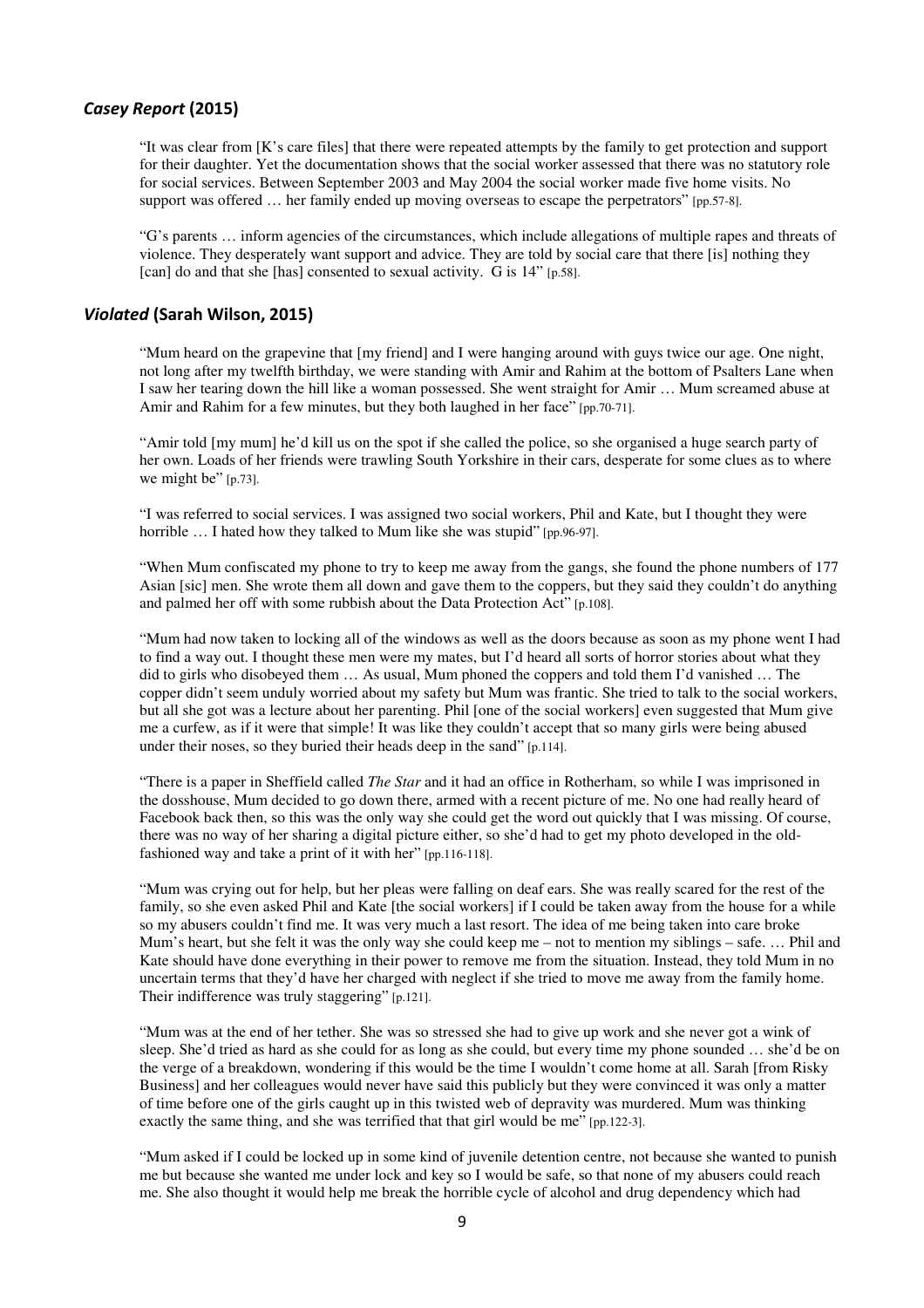### *Casey Report* (2015)

> "It was clear from [K's care files] that there were repeated attempts by the family to get protection and support for their daughter. Yet the documentation shows that the social worker assessed that there was no statutory role for social services. Between September 2003 and May 2004 the social worker made five home visits. No support was offered … her family ended up moving overseas to escape the perpetrators" [pp.57-8].

> "G's parents … inform agencies of the circumstances, which include allegations of multiple rapes and threats of violence. They desperately want support and advice. They are told by social care that there [is] nothing they [can] do and that she [has] consented to sexual activity. G is 14" [p.58].

### *Violated* (Sarah Wilson, 2015)

> "Mum heard on the grapevine that [my friend] and I were hanging around with guys twice our age. One night, not long after my twelfth birthday, we were standing with Amir and Rahim at the bottom of Psalters Lane when I saw her tearing down the hill like a woman possessed. She went straight for Amir … Mum screamed abuse at Amir and Rahim for a few minutes, but they both laughed in her face" [pp.70-71].

> "Amir told [my mum] he'd kill us on the spot if she called the police, so she organised a huge search party of her own. Loads of her friends were trawling South Yorkshire in their cars, desperate for some clues as to where we might be" [p.73].

> "I was referred to social services. I was assigned two social workers, Phil and Kate, but I thought they were horrible … I hated how they talked to Mum like she was stupid" [pp.96-97].

> "When Mum confiscated my phone to try to keep me away from the gangs, she found the phone numbers of 177 Asian [sic] men. She wrote them all down and gave them to the coppers, but they said they couldn't do anything and palmed her off with some rubbish about the Data Protection Act" [p.108].

> "Mum had now taken to locking all of the windows as well as the doors because as soon as my phone went I had to find a way out. I thought these men were my mates, but I'd heard all sorts of horror stories about what they did to girls who disobeyed them … As usual, Mum phoned the coppers and told them I'd vanished … The copper didn't seem unduly worried about my safety but Mum was frantic. She tried to talk to the social workers, but all she got was a lecture about her parenting. Phil [one of the social workers] even suggested that Mum give me a curfew, as if it were that simple! It was like they couldn't accept that so many girls were being abused under their noses, so they buried their heads deep in the sand" [p.114].

> "There is a paper in Sheffield called *The Star* and it had an office in Rotherham, so while I was imprisoned in the dosshouse, Mum decided to go down there, armed with a recent picture of me. No one had really heard of Facebook back then, so this was the only way she could get the word out quickly that I was missing. Of course, there was no way of her sharing a digital picture either, so she'd had to get my photo developed in the old-fashioned way and take a print of it with her" [pp.116-118].

> "Mum was crying out for help, but her pleas were falling on deaf ears. She was really scared for the rest of the family, so she even asked Phil and Kate [the social workers] if I could be taken away from the house for a while so my abusers couldn't find me. It was very much a last resort. The idea of me being taken into care broke Mum's heart, but she felt it was the only way she could keep me – not to mention my siblings – safe. … Phil and Kate should have done everything in their power to remove me from the situation. Instead, they told Mum in no uncertain terms that they'd have her charged with neglect if she tried to move me away from the family home. Their indifference was truly staggering" [p.121].

> "Mum was at the end of her tether. She was so stressed she had to give up work and she never got a wink of sleep. She'd tried as hard as she could for as long as she could, but every time my phone sounded … she'd be on the verge of a breakdown, wondering if this would be the time I wouldn't come home at all. Sarah [from Risky Business] and her colleagues would never have said this publicly but they were convinced it was only a matter of time before one of the girls caught up in this twisted web of depravity was murdered. Mum was thinking exactly the same thing, and she was terrified that that girl would be me" [pp.122-3].

> "Mum asked if I could be locked up in some kind of juvenile detention centre, not because she wanted to punish me but because she wanted me under lock and key so I would be safe, so that none of my abusers could reach me. She also thought it would help me break the horrible cycle of alcohol and drug dependency which had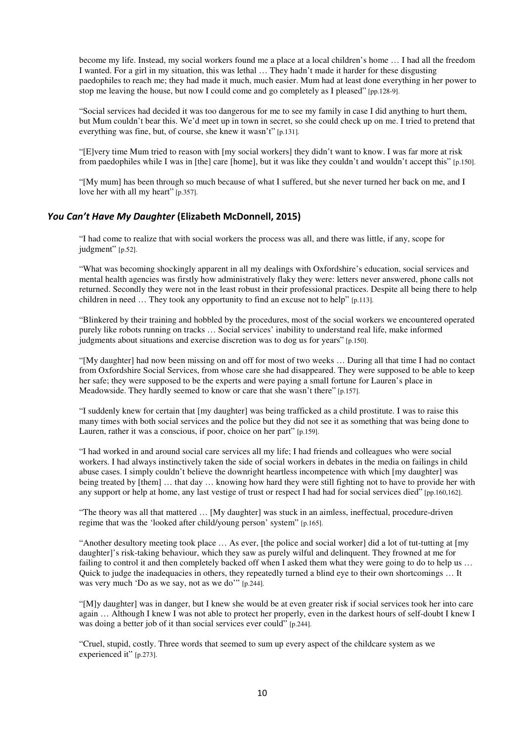become my life. Instead, my social workers found me a place at a local children's home … I had all the freedom I wanted. For a girl in my situation, this was lethal … They hadn't made it harder for these disgusting paedophiles to reach me; they had made it much, much easier. Mum had at least done everything in her power to stop me leaving the house, but now I could come and go completely as I pleased" [pp.128-9].

"Social services had decided it was too dangerous for me to see my family in case I did anything to hurt them, but Mum couldn't bear this. We'd meet up in town in secret, so she could check up on me. I tried to pretend that everything was fine, but, of course, she knew it wasn't" [p.131].

"[E]very time Mum tried to reason with [my social workers] they didn't want to know. I was far more at risk from paedophiles while I was in [the] care [home], but it was like they couldn't and wouldn't accept this" [p.150].

"[My mum] has been through so much because of what I suffered, but she never turned her back on me, and I love her with all my heart" [p.357].

### *You Can't Have My Daughter* (Elizabeth McDonnell, 2015)

"I had come to realize that with social workers the process was all, and there was little, if any, scope for judgment" [p.52].

"What was becoming shockingly apparent in all my dealings with Oxfordshire's education, social services and mental health agencies was firstly how administratively flaky they were: letters never answered, phone calls not returned. Secondly they were not in the least robust in their professional practices. Despite all being there to help children in need … They took any opportunity to find an excuse not to help" [p.113].

"Blinkered by their training and hobbled by the procedures, most of the social workers we encountered operated purely like robots running on tracks … Social services' inability to understand real life, make informed judgments about situations and exercise discretion was to dog us for years" [p.150].

"[My daughter] had now been missing on and off for most of two weeks … During all that time I had no contact from Oxfordshire Social Services, from whose care she had disappeared. They were supposed to be able to keep her safe; they were supposed to be the experts and were paying a small fortune for Lauren's place in Meadowside. They hardly seemed to know or care that she wasn't there" [p.157].

"I suddenly knew for certain that [my daughter] was being trafficked as a child prostitute. I was to raise this many times with both social services and the police but they did not see it as something that was being done to Lauren, rather it was a conscious, if poor, choice on her part" [p.159].

"I had worked in and around social care services all my life; I had friends and colleagues who were social workers. I had always instinctively taken the side of social workers in debates in the media on failings in child abuse cases. I simply couldn't believe the downright heartless incompetence with which [my daughter] was being treated by [them] … that day … knowing how hard they were still fighting not to have to provide her with any support or help at home, any last vestige of trust or respect I had had for social services died" [pp.160,162].

"The theory was all that mattered … [My daughter] was stuck in an aimless, ineffectual, procedure-driven regime that was the 'looked after child/young person' system" [p.165].

"Another desultory meeting took place … As ever, [the police and social worker] did a lot of tut-tutting at [my daughter]'s risk-taking behaviour, which they saw as purely wilful and delinquent. They frowned at me for failing to control it and then completely backed off when I asked them what they were going to do to help us … Quick to judge the inadequacies in others, they repeatedly turned a blind eye to their own shortcomings … It was very much 'Do as we say, not as we do'" [p.244].

"[M]y daughter was in danger, but I knew she would be at even greater risk if social services took her into care again … Although I knew I was not able to protect her properly, even in the darkest hours of self-doubt I knew I was doing a better job of it than social services ever could" [p.244].

"Cruel, stupid, costly. Three words that seemed to sum up every aspect of the childcare system as we experienced it" [p.273].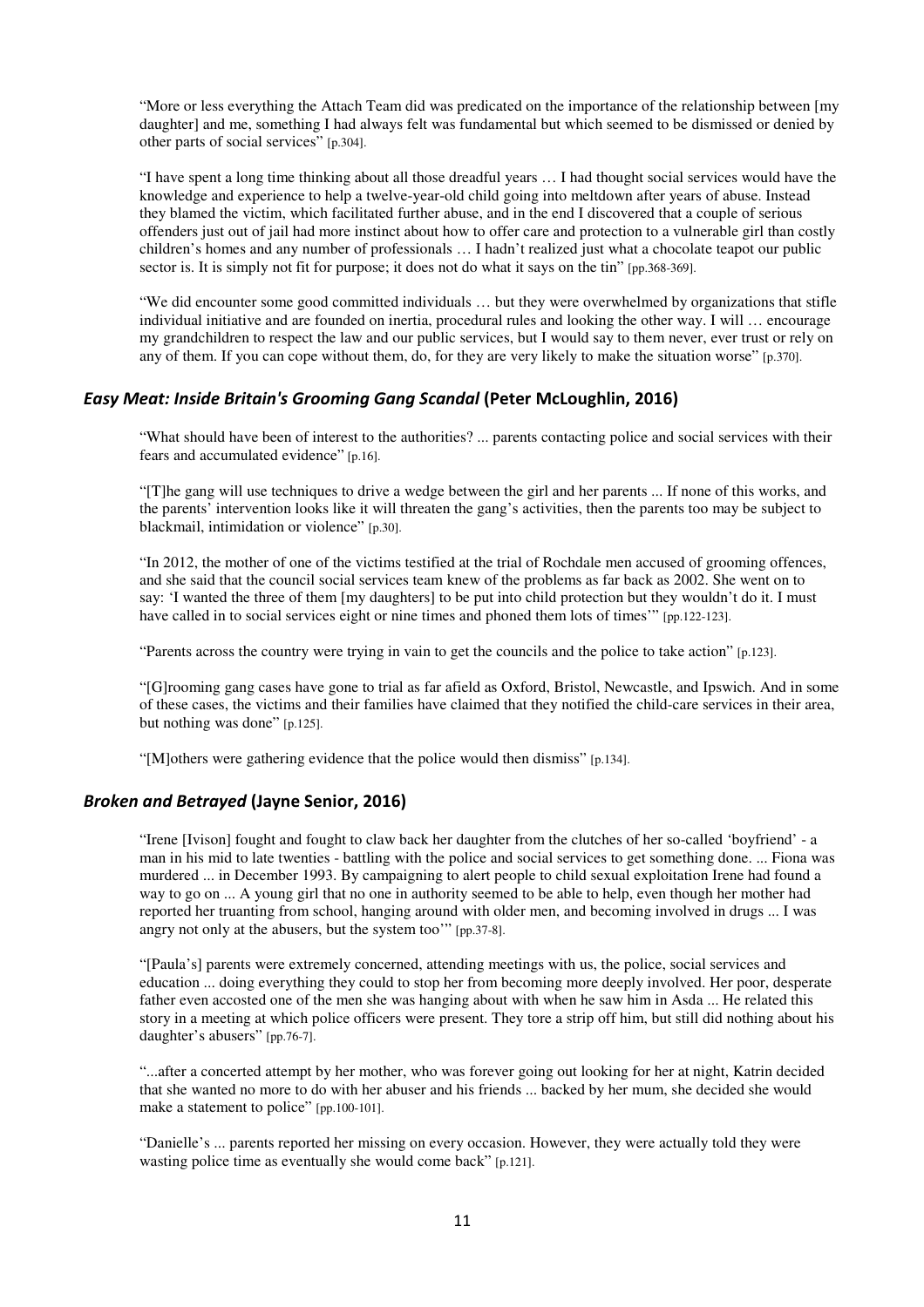"More or less everything the Attach Team did was predicated on the importance of the relationship between [my daughter] and me, something I had always felt was fundamental but which seemed to be dismissed or denied by other parts of social services" [p.304].

"I have spent a long time thinking about all those dreadful years … I had thought social services would have the knowledge and experience to help a twelve-year-old child going into meltdown after years of abuse. Instead they blamed the victim, which facilitated further abuse, and in the end I discovered that a couple of serious offenders just out of jail had more instinct about how to offer care and protection to a vulnerable girl than costly children's homes and any number of professionals … I hadn't realized just what a chocolate teapot our public sector is. It is simply not fit for purpose; it does not do what it says on the tin" [pp.368-369].

"We did encounter some good committed individuals … but they were overwhelmed by organizations that stifle individual initiative and are founded on inertia, procedural rules and looking the other way. I will … encourage my grandchildren to respect the law and our public services, but I would say to them never, ever trust or rely on any of them. If you can cope without them, do, for they are very likely to make the situation worse" [p.370].

### *Easy Meat: Inside Britain's Grooming Gang Scandal* (Peter McLoughlin, 2016)

"What should have been of interest to the authorities? ... parents contacting police and social services with their fears and accumulated evidence" [p.16].

"[T]he gang will use techniques to drive a wedge between the girl and her parents ... If none of this works, and the parents' intervention looks like it will threaten the gang's activities, then the parents too may be subject to blackmail, intimidation or violence" [p.30].

"In 2012, the mother of one of the victims testified at the trial of Rochdale men accused of grooming offences, and she said that the council social services team knew of the problems as far back as 2002. She went on to say: 'I wanted the three of them [my daughters] to be put into child protection but they wouldn't do it. I must have called in to social services eight or nine times and phoned them lots of times'" [pp.122-123].

"Parents across the country were trying in vain to get the councils and the police to take action" [p.123].

"[G]rooming gang cases have gone to trial as far afield as Oxford, Bristol, Newcastle, and Ipswich. And in some of these cases, the victims and their families have claimed that they notified the child-care services in their area, but nothing was done" [p.125].

"[M]others were gathering evidence that the police would then dismiss" [p.134].

### *Broken and Betrayed* (Jayne Senior, 2016)

"Irene [Ivison] fought and fought to claw back her daughter from the clutches of her so-called 'boyfriend' - a man in his mid to late twenties - battling with the police and social services to get something done. ... Fiona was murdered ... in December 1993. By campaigning to alert people to child sexual exploitation Irene had found a way to go on ... A young girl that no one in authority seemed to be able to help, even though her mother had reported her truanting from school, hanging around with older men, and becoming involved in drugs ... I was angry not only at the abusers, but the system too'" [pp.37-8].

"[Paula's] parents were extremely concerned, attending meetings with us, the police, social services and education ... doing everything they could to stop her from becoming more deeply involved. Her poor, desperate father even accosted one of the men she was hanging about with when he saw him in Asda ... He related this story in a meeting at which police officers were present. They tore a strip off him, but still did nothing about his daughter's abusers" [pp.76-7].

"...after a concerted attempt by her mother, who was forever going out looking for her at night, Katrin decided that she wanted no more to do with her abuser and his friends ... backed by her mum, she decided she would make a statement to police" [pp.100-101].

"Danielle's ... parents reported her missing on every occasion. However, they were actually told they were wasting police time as eventually she would come back" [p.121].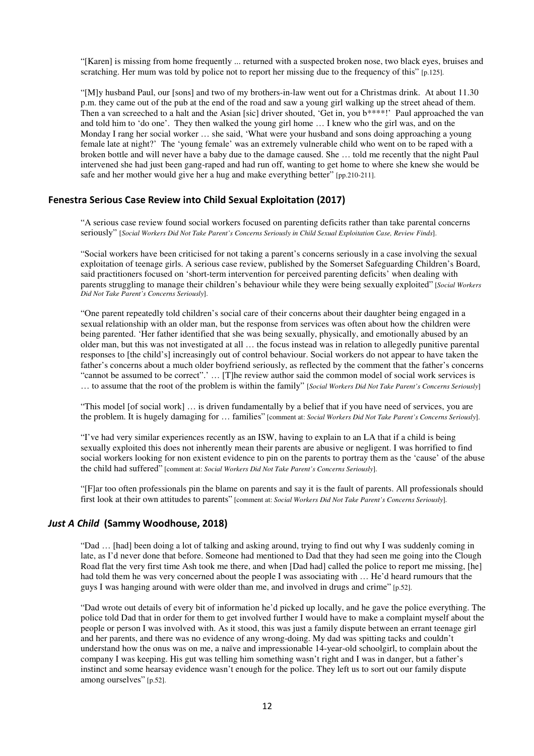"[Karen] is missing from home frequently ... returned with a suspected broken nose, two black eyes, bruises and scratching. Her mum was told by police not to report her missing due to the frequency of this" [p.125].

"[M]y husband Paul, our [sons] and two of my brothers-in-law went out for a Christmas drink. At about 11.30 p.m. they came out of the pub at the end of the road and saw a young girl walking up the street ahead of them. Then a van screeched to a halt and the Asian [sic] driver shouted, 'Get in, you b****!' Paul approached the van and told him to 'do one'. They then walked the young girl home … I knew who the girl was, and on the Monday I rang her social worker … she said, 'What were your husband and sons doing approaching a young female late at night?' The 'young female' was an extremely vulnerable child who went on to be raped with a broken bottle and will never have a baby due to the damage caused. She … told me recently that the night Paul intervened she had just been gang-raped and had run off, wanting to get home to where she knew she would be safe and her mother would give her a hug and make everything better" [pp.210-211].

## Fenestra Serious Case Review into Child Sexual Exploitation (2017)

"A serious case review found social workers focused on parenting deficits rather than take parental concerns seriously" [*Social Workers Did Not Take Parent's Concerns Seriously in Child Sexual Exploitation Case, Review Finds*].

"Social workers have been criticised for not taking a parent's concerns seriously in a case involving the sexual exploitation of teenage girls. A serious case review, published by the Somerset Safeguarding Children's Board, said practitioners focused on 'short-term intervention for perceived parenting deficits' when dealing with parents struggling to manage their children's behaviour while they were being sexually exploited" [*Social Workers Did Not Take Parent's Concerns Seriously*].

"One parent repeatedly told children's social care of their concerns about their daughter being engaged in a sexual relationship with an older man, but the response from services was often about how the children were being parented. 'Her father identified that she was being sexually, physically, and emotionally abused by an older man, but this was not investigated at all … the focus instead was in relation to allegedly punitive parental responses to [the child's] increasingly out of control behaviour. Social workers do not appear to have taken the father's concerns about a much older boyfriend seriously, as reflected by the comment that the father's concerns "cannot be assumed to be correct".' … [T]he review author said the common model of social work services is … to assume that the root of the problem is within the family" [*Social Workers Did Not Take Parent's Concerns Seriously*]

"This model [of social work] … is driven fundamentally by a belief that if you have need of services, you are the problem. It is hugely damaging for … families" [comment at: *Social Workers Did Not Take Parent's Concerns Seriously*].

"I've had very similar experiences recently as an ISW, having to explain to an LA that if a child is being sexually exploited this does not inherently mean their parents are abusive or negligent. I was horrified to find social workers looking for non existent evidence to pin on the parents to portray them as the 'cause' of the abuse the child had suffered" [comment at: *Social Workers Did Not Take Parent's Concerns Seriously*].

"[F]ar too often professionals pin the blame on parents and say it is the fault of parents. All professionals should first look at their own attitudes to parents" [comment at: *Social Workers Did Not Take Parent's Concerns Seriously*].

## *Just A Child* (Sammy Woodhouse, 2018)

"Dad … [had] been doing a lot of talking and asking around, trying to find out why I was suddenly coming in late, as I'd never done that before. Someone had mentioned to Dad that they had seen me going into the Clough Road flat the very first time Ash took me there, and when [Dad had] called the police to report me missing, [he] had told them he was very concerned about the people I was associating with … He'd heard rumours that the guys I was hanging around with were older than me, and involved in drugs and crime" [p.52].

"Dad wrote out details of every bit of information he'd picked up locally, and he gave the police everything. The police told Dad that in order for them to get involved further I would have to make a complaint myself about the people or person I was involved with. As it stood, this was just a family dispute between an errant teenage girl and her parents, and there was no evidence of any wrong-doing. My dad was spitting tacks and couldn't understand how the onus was on me, a naïve and impressionable 14-year-old schoolgirl, to complain about the company I was keeping. His gut was telling him something wasn't right and I was in danger, but a father's instinct and some hearsay evidence wasn't enough for the police. They left us to sort out our family dispute among ourselves" [p.52].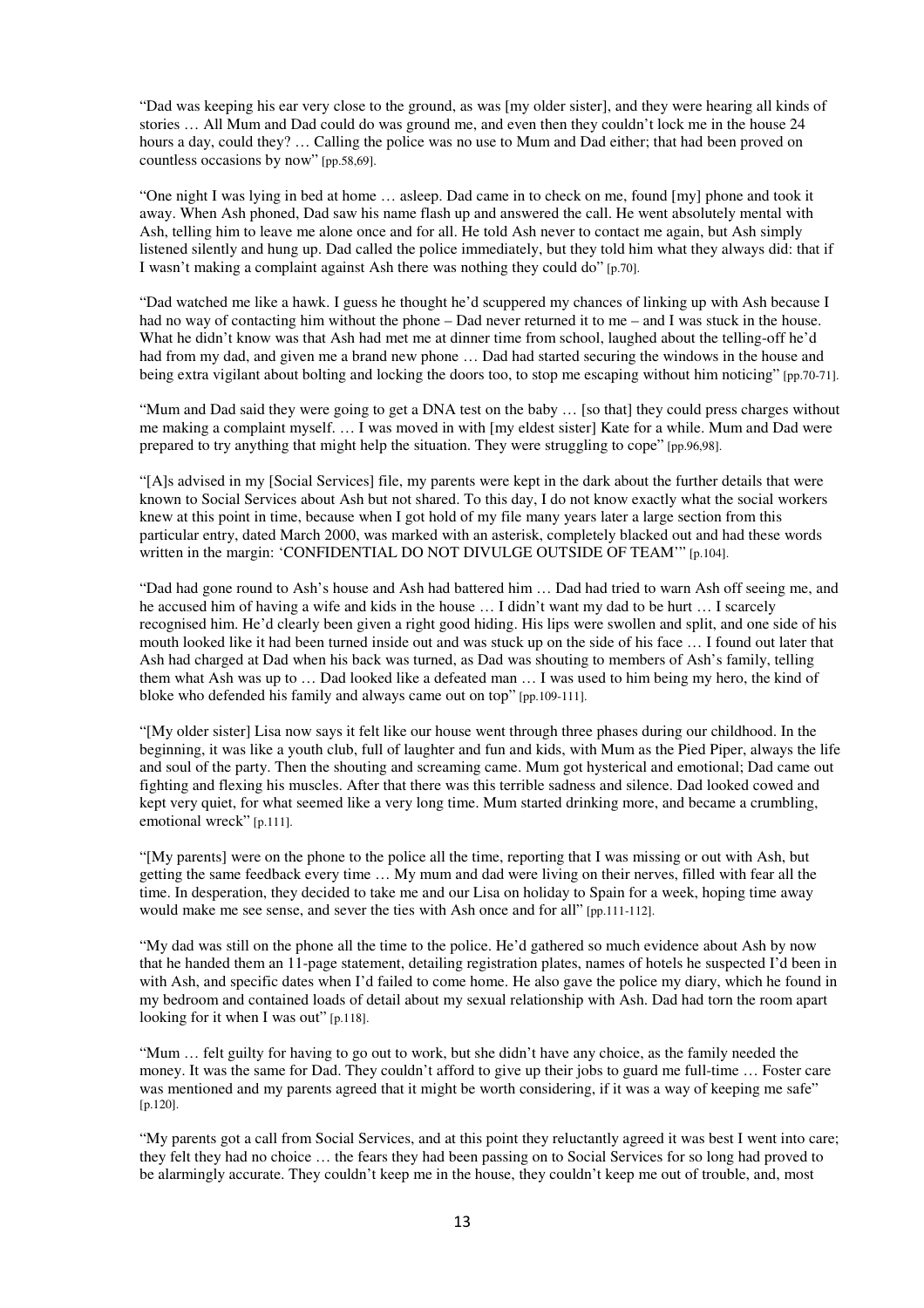"Dad was keeping his ear very close to the ground, as was [my older sister], and they were hearing all kinds of stories … All Mum and Dad could do was ground me, and even then they couldn't lock me in the house 24 hours a day, could they? … Calling the police was no use to Mum and Dad either; that had been proved on countless occasions by now" [pp.58,69].

"One night I was lying in bed at home … asleep. Dad came in to check on me, found [my] phone and took it away. When Ash phoned, Dad saw his name flash up and answered the call. He went absolutely mental with Ash, telling him to leave me alone once and for all. He told Ash never to contact me again, but Ash simply listened silently and hung up. Dad called the police immediately, but they told him what they always did: that if I wasn't making a complaint against Ash there was nothing they could do" [p.70].

"Dad watched me like a hawk. I guess he thought he'd scuppered my chances of linking up with Ash because I had no way of contacting him without the phone – Dad never returned it to me – and I was stuck in the house. What he didn't know was that Ash had met me at dinner time from school, laughed about the telling-off he'd had from my dad, and given me a brand new phone … Dad had started securing the windows in the house and being extra vigilant about bolting and locking the doors too, to stop me escaping without him noticing" [pp.70-71].

"Mum and Dad said they were going to get a DNA test on the baby … [so that] they could press charges without me making a complaint myself. … I was moved in with [my eldest sister] Kate for a while. Mum and Dad were prepared to try anything that might help the situation. They were struggling to cope" [pp.96,98].

"[A]s advised in my [Social Services] file, my parents were kept in the dark about the further details that were known to Social Services about Ash but not shared. To this day, I do not know exactly what the social workers knew at this point in time, because when I got hold of my file many years later a large section from this particular entry, dated March 2000, was marked with an asterisk, completely blacked out and had these words written in the margin: 'CONFIDENTIAL DO NOT DIVULGE OUTSIDE OF TEAM'" [p.104].

"Dad had gone round to Ash's house and Ash had battered him … Dad had tried to warn Ash off seeing me, and he accused him of having a wife and kids in the house … I didn't want my dad to be hurt … I scarcely recognised him. He'd clearly been given a right good hiding. His lips were swollen and split, and one side of his mouth looked like it had been turned inside out and was stuck up on the side of his face … I found out later that Ash had charged at Dad when his back was turned, as Dad was shouting to members of Ash's family, telling them what Ash was up to … Dad looked like a defeated man … I was used to him being my hero, the kind of bloke who defended his family and always came out on top" [pp.109-111].

"[My older sister] Lisa now says it felt like our house went through three phases during our childhood. In the beginning, it was like a youth club, full of laughter and fun and kids, with Mum as the Pied Piper, always the life and soul of the party. Then the shouting and screaming came. Mum got hysterical and emotional; Dad came out fighting and flexing his muscles. After that there was this terrible sadness and silence. Dad looked cowed and kept very quiet, for what seemed like a very long time. Mum started drinking more, and became a crumbling, emotional wreck" [p.111].

"[My parents] were on the phone to the police all the time, reporting that I was missing or out with Ash, but getting the same feedback every time … My mum and dad were living on their nerves, filled with fear all the time. In desperation, they decided to take me and our Lisa on holiday to Spain for a week, hoping time away would make me see sense, and sever the ties with Ash once and for all" [pp.111-112].

"My dad was still on the phone all the time to the police. He'd gathered so much evidence about Ash by now that he handed them an 11-page statement, detailing registration plates, names of hotels he suspected I'd been in with Ash, and specific dates when I'd failed to come home. He also gave the police my diary, which he found in my bedroom and contained loads of detail about my sexual relationship with Ash. Dad had torn the room apart looking for it when I was out" [p.118].

"Mum … felt guilty for having to go out to work, but she didn't have any choice, as the family needed the money. It was the same for Dad. They couldn't afford to give up their jobs to guard me full-time … Foster care was mentioned and my parents agreed that it might be worth considering, if it was a way of keeping me safe" [p.120].

"My parents got a call from Social Services, and at this point they reluctantly agreed it was best I went into care; they felt they had no choice … the fears they had been passing on to Social Services for so long had proved to be alarmingly accurate. They couldn't keep me in the house, they couldn't keep me out of trouble, and, most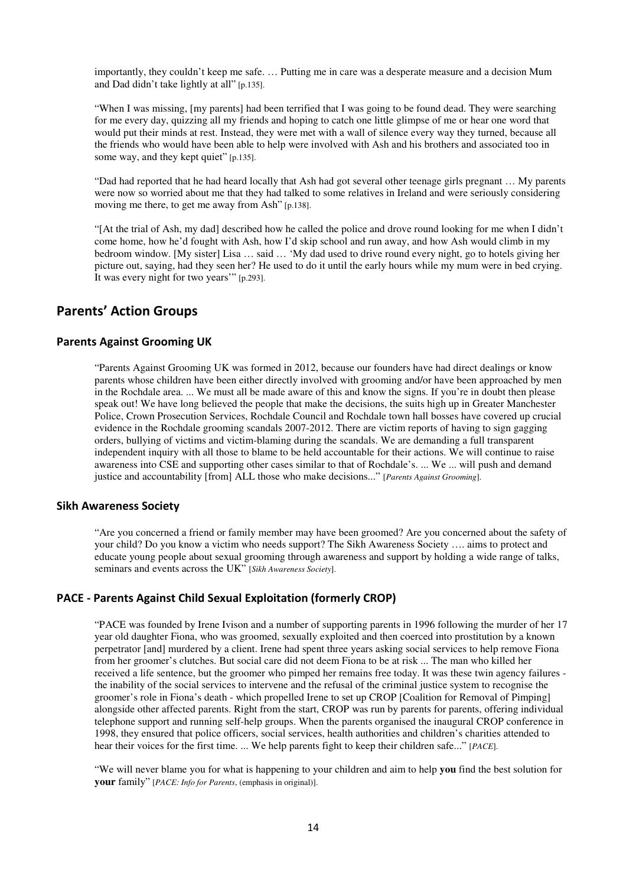importantly, they couldn't keep me safe. … Putting me in care was a desperate measure and a decision Mum and Dad didn't take lightly at all" [p.135].

"When I was missing, [my parents] had been terrified that I was going to be found dead. They were searching for me every day, quizzing all my friends and hoping to catch one little glimpse of me or hear one word that would put their minds at rest. Instead, they were met with a wall of silence every way they turned, because all the friends who would have been able to help were involved with Ash and his brothers and associated too in some way, and they kept quiet" [p.135].

"Dad had reported that he had heard locally that Ash had got several other teenage girls pregnant … My parents were now so worried about me that they had talked to some relatives in Ireland and were seriously considering moving me there, to get me away from Ash" [p.138].

"[At the trial of Ash, my dad] described how he called the police and drove round looking for me when I didn't come home, how he'd fought with Ash, how I'd skip school and run away, and how Ash would climb in my bedroom window. [My sister] Lisa … said … 'My dad used to drive round every night, go to hotels giving her picture out, saying, had they seen her? He used to do it until the early hours while my mum were in bed crying. It was every night for two years'" [p.293].

## Parents' Action Groups

### Parents Against Grooming UK

"Parents Against Grooming UK was formed in 2012, because our founders have had direct dealings or know parents whose children have been either directly involved with grooming and/or have been approached by men in the Rochdale area. ... We must all be made aware of this and know the signs. If you're in doubt then please speak out! We have long believed the people that make the decisions, the suits high up in Greater Manchester Police, Crown Prosecution Services, Rochdale Council and Rochdale town hall bosses have covered up crucial evidence in the Rochdale grooming scandals 2007-2012. There are victim reports of having to sign gagging orders, bullying of victims and victim-blaming during the scandals. We are demanding a full transparent independent inquiry with all those to blame to be held accountable for their actions. We will continue to raise awareness into CSE and supporting other cases similar to that of Rochdale's. ... We ... will push and demand justice and accountability [from] ALL those who make decisions..." [*Parents Against Grooming*].

### Sikh Awareness Society

"Are you concerned a friend or family member may have been groomed? Are you concerned about the safety of your child? Do you know a victim who needs support? The Sikh Awareness Society …. aims to protect and educate young people about sexual grooming through awareness and support by holding a wide range of talks, seminars and events across the UK" [*Sikh Awareness Society*].

### PACE - Parents Against Child Sexual Exploitation (formerly CROP)

"PACE was founded by Irene Ivison and a number of supporting parents in 1996 following the murder of her 17 year old daughter Fiona, who was groomed, sexually exploited and then coerced into prostitution by a known perpetrator [and] murdered by a client. Irene had spent three years asking social services to help remove Fiona from her groomer's clutches. But social care did not deem Fiona to be at risk ... The man who killed her received a life sentence, but the groomer who pimped her remains free today. It was these twin agency failures - the inability of the social services to intervene and the refusal of the criminal justice system to recognise the groomer's role in Fiona's death - which propelled Irene to set up CROP [Coalition for Removal of Pimping] alongside other affected parents. Right from the start, CROP was run by parents for parents, offering individual telephone support and running self-help groups. When the parents organised the inaugural CROP conference in 1998, they ensured that police officers, social services, health authorities and children's charities attended to hear their voices for the first time. ... We help parents fight to keep their children safe..." [*PACE*].

"We will never blame you for what is happening to your children and aim to help **you** find the best solution for **your** family" [*PACE: Info for Parents*, (emphasis in original)].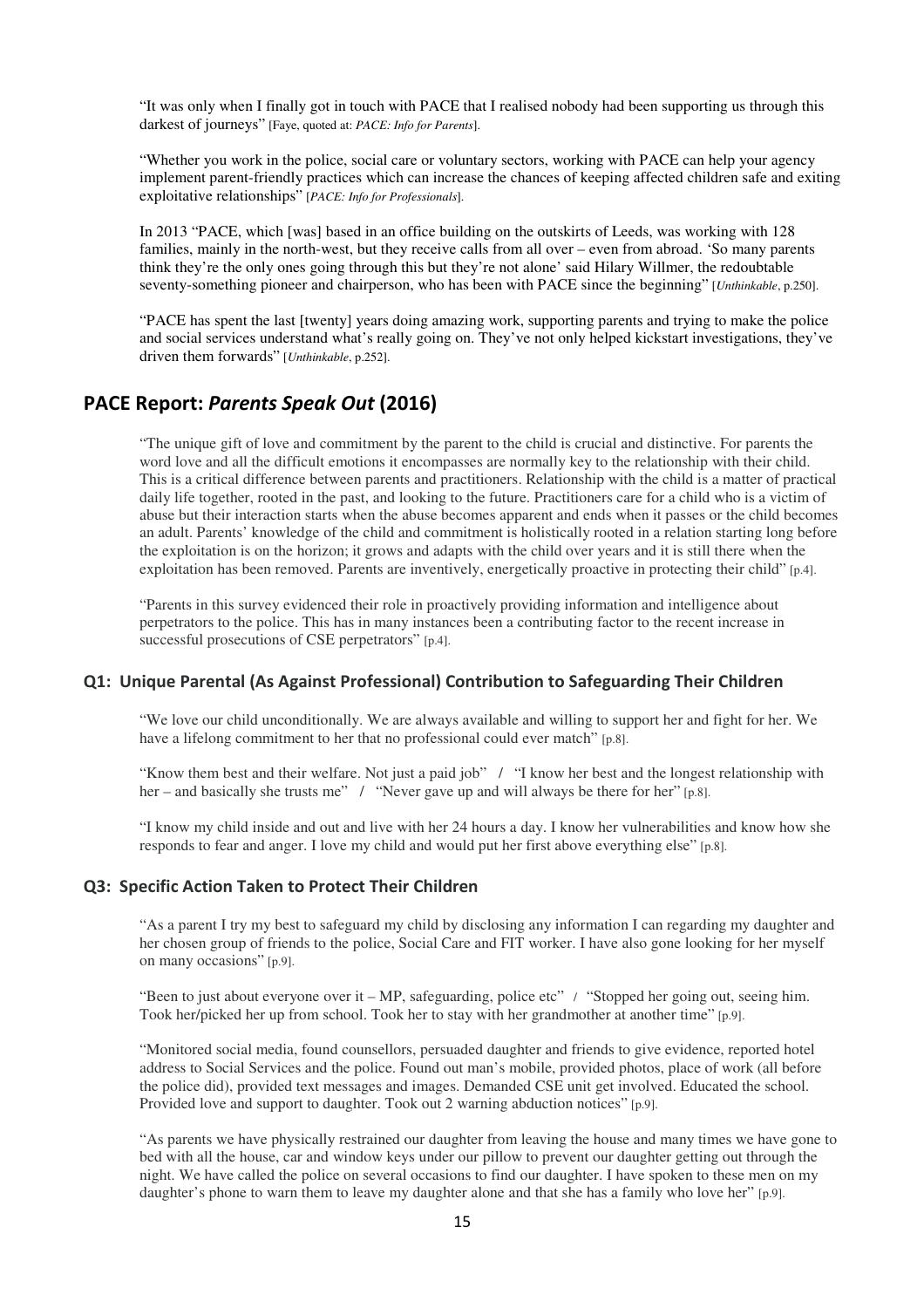"It was only when I finally got in touch with PACE that I realised nobody had been supporting us through this darkest of journeys" [Faye, quoted at: *PACE: Info for Parents*].

"Whether you work in the police, social care or voluntary sectors, working with PACE can help your agency implement parent-friendly practices which can increase the chances of keeping affected children safe and exiting exploitative relationships" [*PACE: Info for Professionals*].

In 2013 "PACE, which [was] based in an office building on the outskirts of Leeds, was working with 128 families, mainly in the north-west, but they receive calls from all over – even from abroad. 'So many parents think they're the only ones going through this but they're not alone' said Hilary Willmer, the redoubtable seventy-something pioneer and chairperson, who has been with PACE since the beginning" [*Unthinkable*, p.250].

"PACE has spent the last [twenty] years doing amazing work, supporting parents and trying to make the police and social services understand what's really going on. They've not only helped kickstart investigations, they've driven them forwards" [*Unthinkable*, p.252].

## PACE Report: *Parents Speak Out* (2016)

"The unique gift of love and commitment by the parent to the child is crucial and distinctive. For parents the word love and all the difficult emotions it encompasses are normally key to the relationship with their child. This is a critical difference between parents and practitioners. Relationship with the child is a matter of practical daily life together, rooted in the past, and looking to the future. Practitioners care for a child who is a victim of abuse but their interaction starts when the abuse becomes apparent and ends when it passes or the child becomes an adult. Parents' knowledge of the child and commitment is holistically rooted in a relation starting long before the exploitation is on the horizon; it grows and adapts with the child over years and it is still there when the exploitation has been removed. Parents are inventively, energetically proactive in protecting their child" [p.4].

"Parents in this survey evidenced their role in proactively providing information and intelligence about perpetrators to the police. This has in many instances been a contributing factor to the recent increase in successful prosecutions of CSE perpetrators" [p.4].

### Q1: Unique Parental (As Against Professional) Contribution to Safeguarding Their Children

"We love our child unconditionally. We are always available and willing to support her and fight for her. We have a lifelong commitment to her that no professional could ever match" [p.8].

"Know them best and their welfare. Not just a paid job" / "I know her best and the longest relationship with her – and basically she trusts me" / "Never gave up and will always be there for her" [p.8].

"I know my child inside and out and live with her 24 hours a day. I know her vulnerabilities and know how she responds to fear and anger. I love my child and would put her first above everything else" [p.8].

### Q3: Specific Action Taken to Protect Their Children

"As a parent I try my best to safeguard my child by disclosing any information I can regarding my daughter and her chosen group of friends to the police, Social Care and FIT worker. I have also gone looking for her myself on many occasions" [p.9].

"Been to just about everyone over it – MP, safeguarding, police etc" / "Stopped her going out, seeing him. Took her/picked her up from school. Took her to stay with her grandmother at another time" [p.9].

"Monitored social media, found counsellors, persuaded daughter and friends to give evidence, reported hotel address to Social Services and the police. Found out man's mobile, provided photos, place of work (all before the police did), provided text messages and images. Demanded CSE unit get involved. Educated the school. Provided love and support to daughter. Took out 2 warning abduction notices" [p.9].

"As parents we have physically restrained our daughter from leaving the house and many times we have gone to bed with all the house, car and window keys under our pillow to prevent our daughter getting out through the night. We have called the police on several occasions to find our daughter. I have spoken to these men on my daughter's phone to warn them to leave my daughter alone and that she has a family who love her" [p.9].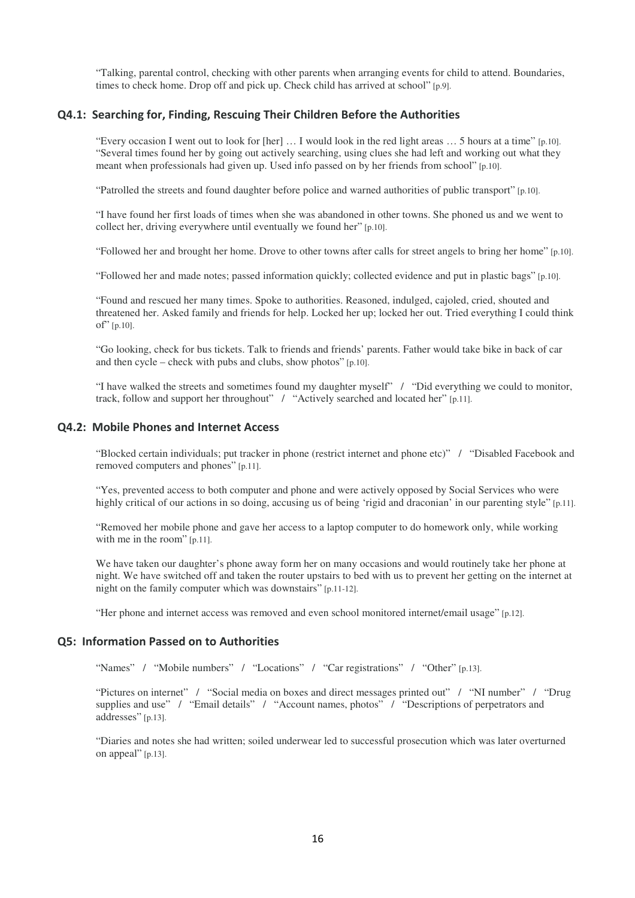"Talking, parental control, checking with other parents when arranging events for child to attend. Boundaries, times to check home. Drop off and pick up. Check child has arrived at school" [p.9].

### Q4.1: Searching for, Finding, Rescuing Their Children Before the Authorities

"Every occasion I went out to look for [her] … I would look in the red light areas … 5 hours at a time" [p.10]. "Several times found her by going out actively searching, using clues she had left and working out what they meant when professionals had given up. Used info passed on by her friends from school" [p.10].

"Patrolled the streets and found daughter before police and warned authorities of public transport" [p.10].

"I have found her first loads of times when she was abandoned in other towns. She phoned us and we went to collect her, driving everywhere until eventually we found her" [p.10].

"Followed her and brought her home. Drove to other towns after calls for street angels to bring her home" [p.10].

"Followed her and made notes; passed information quickly; collected evidence and put in plastic bags" [p.10].

"Found and rescued her many times. Spoke to authorities. Reasoned, indulged, cajoled, cried, shouted and threatened her. Asked family and friends for help. Locked her up; locked her out. Tried everything I could think of" [p.10].

"Go looking, check for bus tickets. Talk to friends and friends' parents. Father would take bike in back of car and then cycle – check with pubs and clubs, show photos" [p.10].

"I have walked the streets and sometimes found my daughter myself" / "Did everything we could to monitor, track, follow and support her throughout" / "Actively searched and located her" [p.11].

### Q4.2: Mobile Phones and Internet Access

"Blocked certain individuals; put tracker in phone (restrict internet and phone etc)" / "Disabled Facebook and removed computers and phones" [p.11].

"Yes, prevented access to both computer and phone and were actively opposed by Social Services who were highly critical of our actions in so doing, accusing us of being 'rigid and draconian' in our parenting style" [p.11].

"Removed her mobile phone and gave her access to a laptop computer to do homework only, while working with me in the room" [p.11].

We have taken our daughter's phone away form her on many occasions and would routinely take her phone at night. We have switched off and taken the router upstairs to bed with us to prevent her getting on the internet at night on the family computer which was downstairs" [p.11-12].

"Her phone and internet access was removed and even school monitored internet/email usage" [p.12].

### Q5: Information Passed on to Authorities

"Names" / "Mobile numbers" / "Locations" / "Car registrations" / "Other" [p.13].

"Pictures on internet" / "Social media on boxes and direct messages printed out" / "NI number" / "Drug supplies and use" / "Email details" / "Account names, photos" / "Descriptions of perpetrators and addresses" [p.13].

"Diaries and notes she had written; soiled underwear led to successful prosecution which was later overturned on appeal" [p.13].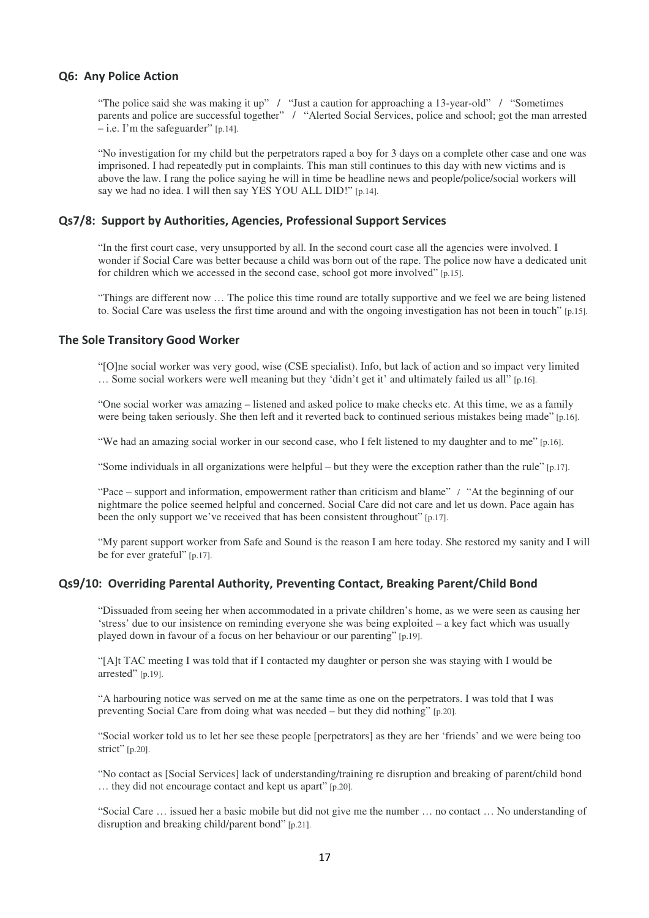### Q6: Any Police Action

"The police said she was making it up" / "Just a caution for approaching a 13-year-old" / "Sometimes parents and police are successful together" / "Alerted Social Services, police and school; got the man arrested – i.e. I'm the safeguarder" [p.14].

"No investigation for my child but the perpetrators raped a boy for 3 days on a complete other case and one was imprisoned. I had repeatedly put in complaints. This man still continues to this day with new victims and is above the law. I rang the police saying he will in time be headline news and people/police/social workers will say we had no idea. I will then say YES YOU ALL DID!" [p.14].

### Qs7/8: Support by Authorities, Agencies, Professional Support Services

"In the first court case, very unsupported by all. In the second court case all the agencies were involved. I wonder if Social Care was better because a child was born out of the rape. The police now have a dedicated unit for children which we accessed in the second case, school got more involved" [p.15].

"Things are different now … The police this time round are totally supportive and we feel we are being listened to. Social Care was useless the first time around and with the ongoing investigation has not been in touch" [p.15].

### The Sole Transitory Good Worker

"[O]ne social worker was very good, wise (CSE specialist). Info, but lack of action and so impact very limited … Some social workers were well meaning but they 'didn't get it' and ultimately failed us all" [p.16].

"One social worker was amazing – listened and asked police to make checks etc. At this time, we as a family were being taken seriously. She then left and it reverted back to continued serious mistakes being made" [p.16].

"We had an amazing social worker in our second case, who I felt listened to my daughter and to me" [p.16].

"Some individuals in all organizations were helpful – but they were the exception rather than the rule" [p.17].

"Pace – support and information, empowerment rather than criticism and blame" / "At the beginning of our nightmare the police seemed helpful and concerned. Social Care did not care and let us down. Pace again has been the only support we've received that has been consistent throughout" [p.17].

"My parent support worker from Safe and Sound is the reason I am here today. She restored my sanity and I will be for ever grateful" [p.17].

### Qs9/10: Overriding Parental Authority, Preventing Contact, Breaking Parent/Child Bond

"Dissuaded from seeing her when accommodated in a private children's home, as we were seen as causing her 'stress' due to our insistence on reminding everyone she was being exploited – a key fact which was usually played down in favour of a focus on her behaviour or our parenting" [p.19].

"[A]t TAC meeting I was told that if I contacted my daughter or person she was staying with I would be arrested" [p.19].

"A harbouring notice was served on me at the same time as one on the perpetrators. I was told that I was preventing Social Care from doing what was needed – but they did nothing" [p.20].

"Social worker told us to let her see these people [perpetrators] as they are her 'friends' and we were being too strict" [p.20].

"No contact as [Social Services] lack of understanding/training re disruption and breaking of parent/child bond … they did not encourage contact and kept us apart" [p.20].

"Social Care … issued her a basic mobile but did not give me the number … no contact … No understanding of disruption and breaking child/parent bond" [p.21].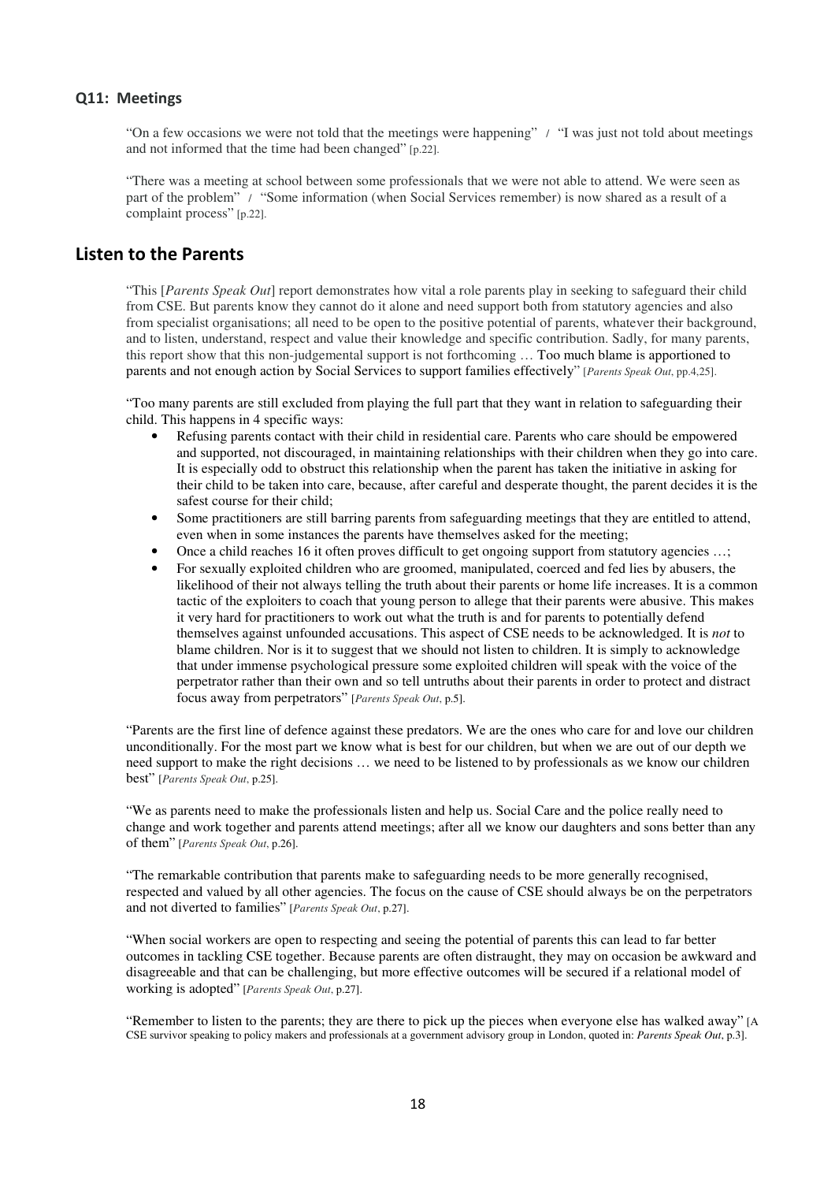### Q11: Meetings

"On a few occasions we were not told that the meetings were happening" / "I was just not told about meetings and not informed that the time had been changed" [p.22].

"There was a meeting at school between some professionals that we were not able to attend. We were seen as part of the problem" / "Some information (when Social Services remember) is now shared as a result of a complaint process" [p.22].

## Listen to the Parents

"This [*Parents Speak Out*] report demonstrates how vital a role parents play in seeking to safeguard their child from CSE. But parents know they cannot do it alone and need support both from statutory agencies and also from specialist organisations; all need to be open to the positive potential of parents, whatever their background, and to listen, understand, respect and value their knowledge and specific contribution. Sadly, for many parents, this report show that this non-judgemental support is not forthcoming … Too much blame is apportioned to parents and not enough action by Social Services to support families effectively" [*Parents Speak Out*, pp.4,25].

"Too many parents are still excluded from playing the full part that they want in relation to safeguarding their child. This happens in 4 specific ways:

- Refusing parents contact with their child in residential care. Parents who care should be empowered and supported, not discouraged, in maintaining relationships with their children when they go into care. It is especially odd to obstruct this relationship when the parent has taken the initiative in asking for their child to be taken into care, because, after careful and desperate thought, the parent decides it is the safest course for their child;
- Some practitioners are still barring parents from safeguarding meetings that they are entitled to attend, even when in some instances the parents have themselves asked for the meeting;
- Once a child reaches 16 it often proves difficult to get ongoing support from statutory agencies …;
- For sexually exploited children who are groomed, manipulated, coerced and fed lies by abusers, the likelihood of their not always telling the truth about their parents or home life increases. It is a common tactic of the exploiters to coach that young person to allege that their parents were abusive. This makes it very hard for practitioners to work out what the truth is and for parents to potentially defend themselves against unfounded accusations. This aspect of CSE needs to be acknowledged. It is *not* to blame children. Nor is it to suggest that we should not listen to children. It is simply to acknowledge that under immense psychological pressure some exploited children will speak with the voice of the perpetrator rather than their own and so tell untruths about their parents in order to protect and distract focus away from perpetrators" [*Parents Speak Out*, p.5].

"Parents are the first line of defence against these predators. We are the ones who care for and love our children unconditionally. For the most part we know what is best for our children, but when we are out of our depth we need support to make the right decisions … we need to be listened to by professionals as we know our children best" [*Parents Speak Out*, p.25].

"We as parents need to make the professionals listen and help us. Social Care and the police really need to change and work together and parents attend meetings; after all we know our daughters and sons better than any of them" [*Parents Speak Out*, p.26].

"The remarkable contribution that parents make to safeguarding needs to be more generally recognised, respected and valued by all other agencies. The focus on the cause of CSE should always be on the perpetrators and not diverted to families" [*Parents Speak Out*, p.27].

"When social workers are open to respecting and seeing the potential of parents this can lead to far better outcomes in tackling CSE together. Because parents are often distraught, they may on occasion be awkward and disagreeable and that can be challenging, but more effective outcomes will be secured if a relational model of working is adopted" [*Parents Speak Out*, p.27].

"Remember to listen to the parents; they are there to pick up the pieces when everyone else has walked away" [A CSE survivor speaking to policy makers and professionals at a government advisory group in London, quoted in: *Parents Speak Out*, p.3].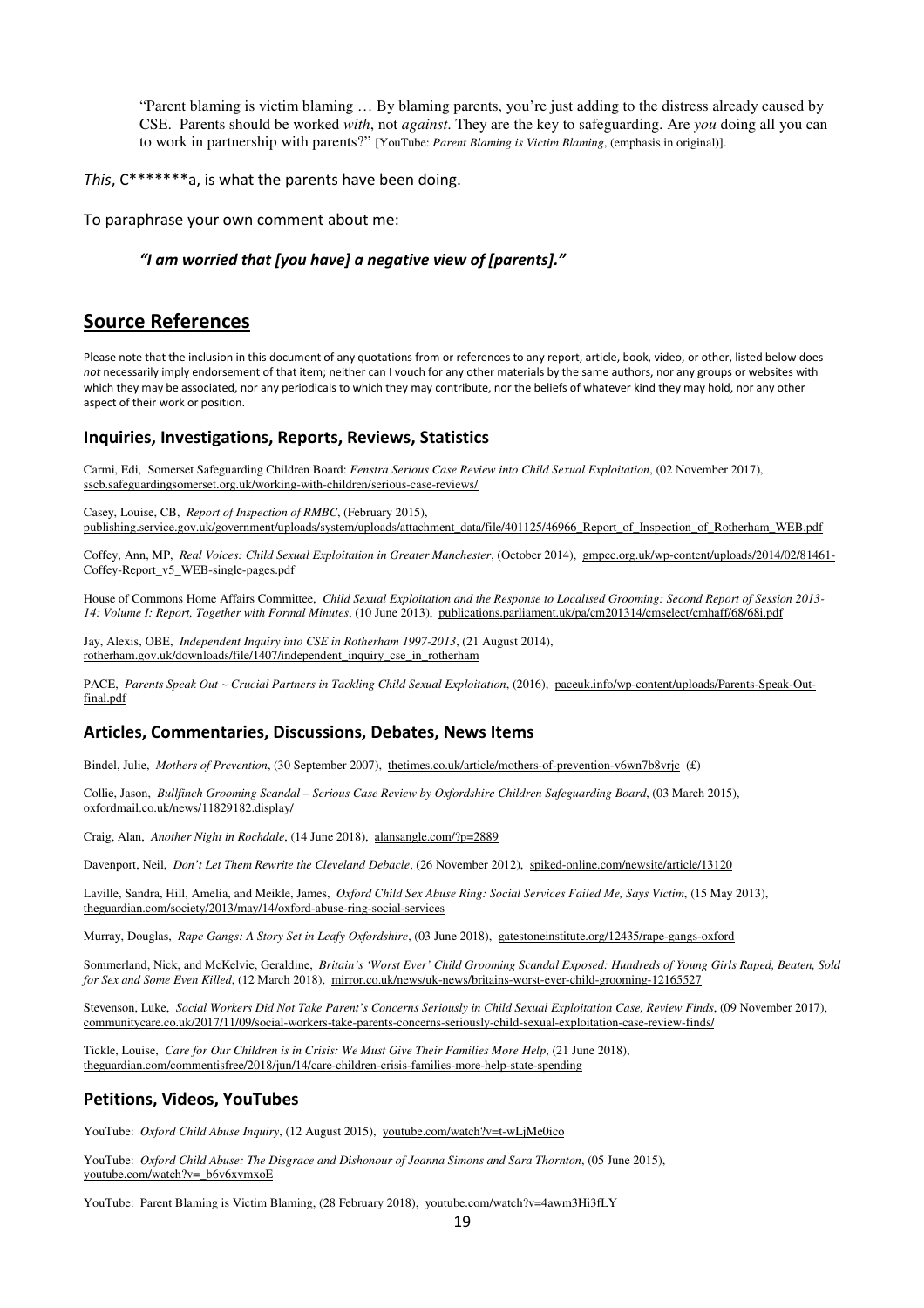> "Parent blaming is victim blaming … By blaming parents, you're just adding to the distress already caused by CSE. Parents should be worked *with*, not *against*. They are the key to safeguarding. Are *you* doing all you can to work in partnership with parents?" [YouTube: *Parent Blaming is Victim Blaming*, (emphasis in original)].

*This*, C*******a, is what the parents have been doing.

To paraphrase your own comment about me:

> ***"I am worried that [you have] a negative view of [parents]."***

## Source References

Please note that the inclusion in this document of any quotations from or references to any report, article, book, video, or other, listed below does *not* necessarily imply endorsement of that item; neither can I vouch for any other materials by the same authors, nor any groups or websites with which they may be associated, nor any periodicals to which they may contribute, nor the beliefs of whatever kind they may hold, nor any other aspect of their work or position.

### Inquiries, Investigations, Reports, Reviews, Statistics

Carmi, Edi, Somerset Safeguarding Children Board: *Fenstra Serious Case Review into Child Sexual Exploitation*, (02 November 2017), sscb.safeguardingsomerset.org.uk/working-with-children/serious-case-reviews/

Casey, Louise, CB, *Report of Inspection of RMBC*, (February 2015), publishing.service.gov.uk/government/uploads/system/uploads/attachment_data/file/401125/46966_Report_of_Inspection_of_Rotherham_WEB.pdf

Coffey, Ann, MP, *Real Voices: Child Sexual Exploitation in Greater Manchester*, (October 2014), gmpcc.org.uk/wp-content/uploads/2014/02/81461-Coffey-Report_v5_WEB-single-pages.pdf

House of Commons Home Affairs Committee, *Child Sexual Exploitation and the Response to Localised Grooming: Second Report of Session 2013-14: Volume I: Report, Together with Formal Minutes*, (10 June 2013), publications.parliament.uk/pa/cm201314/cmselect/cmhaff/68/68i.pdf

Jay, Alexis, OBE, *Independent Inquiry into CSE in Rotherham 1997-2013*, (21 August 2014), rotherham.gov.uk/downloads/file/1407/independent_inquiry_cse_in_rotherham

PACE, *Parents Speak Out ~ Crucial Partners in Tackling Child Sexual Exploitation*, (2016), paceuk.info/wp-content/uploads/Parents-Speak-Out-final.pdf

### Articles, Commentaries, Discussions, Debates, News Items

Bindel, Julie, *Mothers of Prevention*, (30 September 2007), thetimes.co.uk/article/mothers-of-prevention-v6wn7b8vrjc (£)

Collie, Jason, *Bullfinch Grooming Scandal – Serious Case Review by Oxfordshire Children Safeguarding Board*, (03 March 2015), oxfordmail.co.uk/news/11829182.display/

Craig, Alan, *Another Night in Rochdale*, (14 June 2018), alansangle.com/?p=2889

Davenport, Neil, *Don't Let Them Rewrite the Cleveland Debacle*, (26 November 2012), spiked-online.com/newsite/article/13120

Laville, Sandra, Hill, Amelia, and Meikle, James, *Oxford Child Sex Abuse Ring: Social Services Failed Me, Says Victim*, (15 May 2013), theguardian.com/society/2013/may/14/oxford-abuse-ring-social-services

Murray, Douglas, *Rape Gangs: A Story Set in Leafy Oxfordshire*, (03 June 2018), gatestoneinstitute.org/12435/rape-gangs-oxford

Sommerland, Nick, and McKelvie, Geraldine, *Britain's 'Worst Ever' Child Grooming Scandal Exposed: Hundreds of Young Girls Raped, Beaten, Sold for Sex and Some Even Killed*, (12 March 2018), mirror.co.uk/news/uk-news/britains-worst-ever-child-grooming-12165527

Stevenson, Luke, *Social Workers Did Not Take Parent's Concerns Seriously in Child Sexual Exploitation Case, Review Finds*, (09 November 2017), communitycare.co.uk/2017/11/09/social-workers-take-parents-concerns-seriously-child-sexual-exploitation-case-review-finds/

Tickle, Louise, *Care for Our Children is in Crisis: We Must Give Their Families More Help*, (21 June 2018), theguardian.com/commentisfree/2018/jun/14/care-children-crisis-families-more-help-state-spending

### Petitions, Videos, YouTubes

YouTube: *Oxford Child Abuse Inquiry*, (12 August 2015), youtube.com/watch?v=t-wLjMe0ico

YouTube: *Oxford Child Abuse: The Disgrace and Dishonour of Joanna Simons and Sara Thornton*, (05 June 2015), youtube.com/watch?v=_b6v6xvmxoE

YouTube: Parent Blaming is Victim Blaming, (28 February 2018), youtube.com/watch?v=4awm3Hi3fLY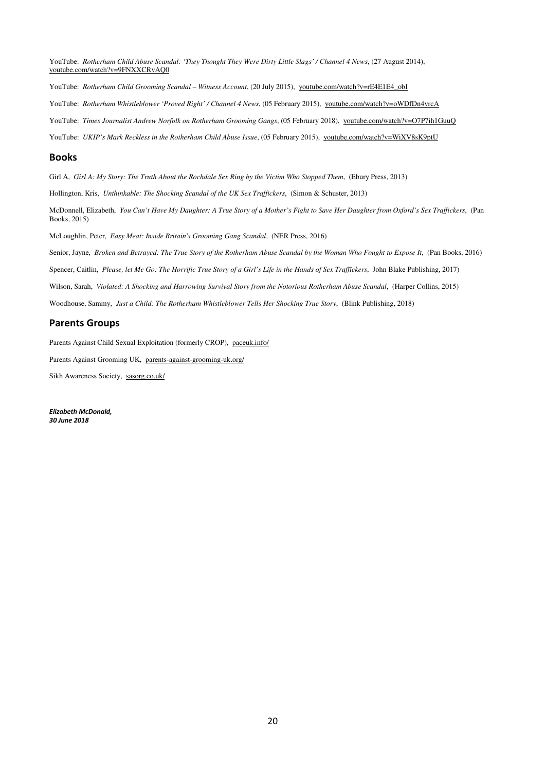YouTube: *Rotherham Child Abuse Scandal: 'They Thought They Were Dirty Little Slags' / Channel 4 News*, (27 August 2014), youtube.com/watch?v=9FNXXCRvAQ0

YouTube: *Rotherham Child Grooming Scandal – Witness Account*, (20 July 2015), youtube.com/watch?v=rE4E1E4_obI

YouTube: *Rotherham Whistleblower 'Proved Right' / Channel 4 News*, (05 February 2015), youtube.com/watch?v=oWDfDn4vrcA

YouTube: *Times Journalist Andrew Norfolk on Rotherham Grooming Gangs*, (05 February 2018), youtube.com/watch?v=O7P7ih1GuuQ

YouTube: *UKIP's Mark Reckless in the Rotherham Child Abuse Issue*, (05 February 2015), youtube.com/watch?v=WiXV8sK9ptU

## Books

Girl A, *Girl A: My Story: The Truth About the Rochdale Sex Ring by the Victim Who Stopped Them*, (Ebury Press, 2013)

Hollington, Kris, *Unthinkable: The Shocking Scandal of the UK Sex Traffickers*, (Simon & Schuster, 2013)

McDonnell, Elizabeth, *You Can't Have My Daughter: A True Story of a Mother's Fight to Save Her Daughter from Oxford's Sex Traffickers*, (Pan Books, 2015)

McLoughlin, Peter, *Easy Meat: Inside Britain's Grooming Gang Scandal*, (NER Press, 2016)

Senior, Jayne, *Broken and Betrayed: The True Story of the Rotherham Abuse Scandal by the Woman Who Fought to Expose It*, (Pan Books, 2016)

Spencer, Caitlin, *Please, let Me Go: The Horrific True Story of a Girl's Life in the Hands of Sex Traffickers*, John Blake Publishing, 2017)

Wilson, Sarah, *Violated: A Shocking and Harrowing Survival Story from the Notorious Rotherham Abuse Scandal*, (Harper Collins, 2015)

Woodhouse, Sammy, *Just a Child: The Rotherham Whistleblower Tells Her Shocking True Story*, (Blink Publishing, 2018)

## Parents Groups

Parents Against Child Sexual Exploitation (formerly CROP), paceuk.info/

Parents Against Grooming UK, parents-against-grooming-uk.org/

Sikh Awareness Society, sasorg.co.uk/

***Elizabeth McDonald,***
***30 June 2018***